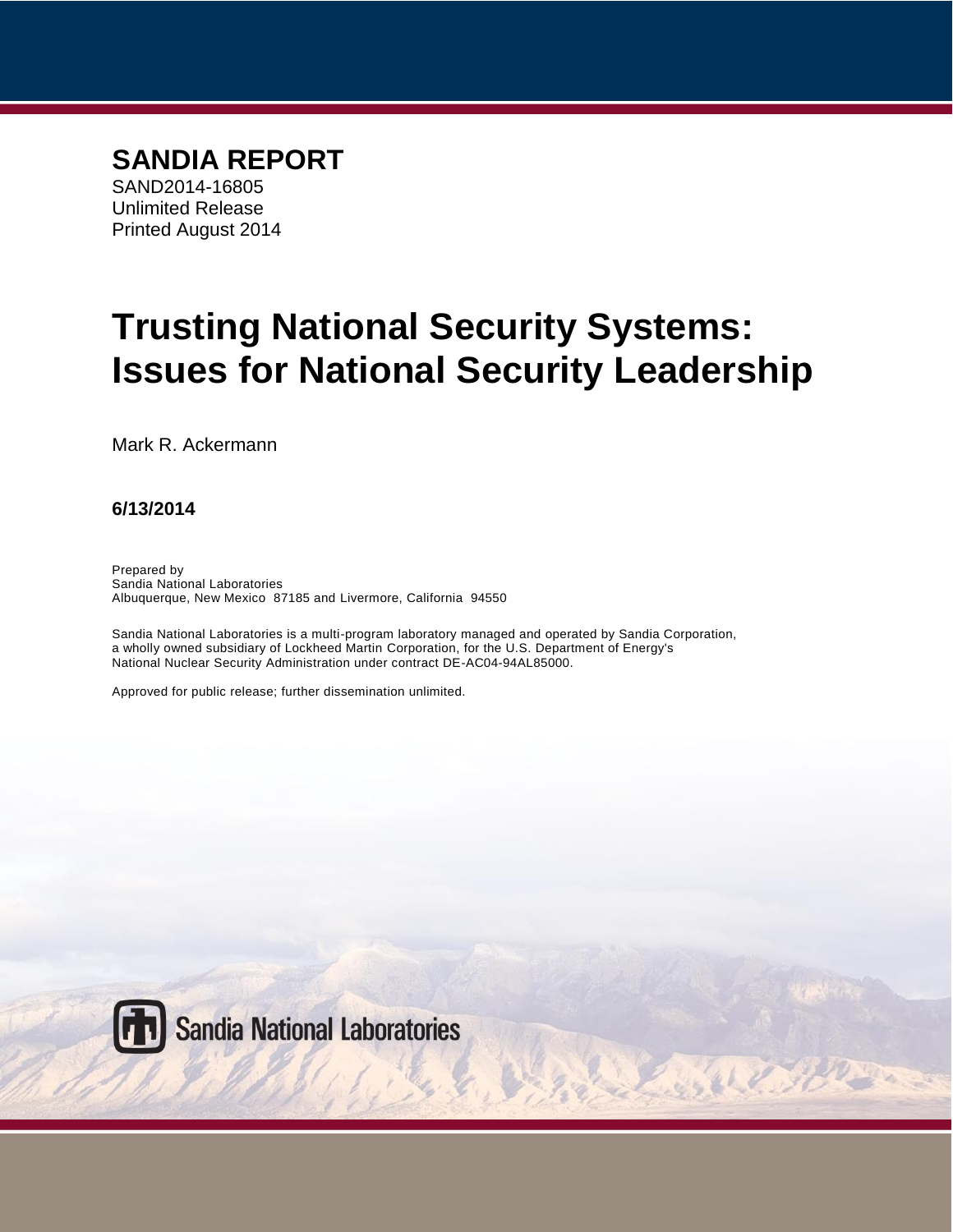**SANDIA REPORT**

SAND2014-16805
Unlimited Release
Printed August 2014

# Trusting National Security Systems: Issues for National Security Leadership

Mark R. Ackermann

**6/13/2014**

Prepared by
Sandia National Laboratories
Albuquerque, New Mexico 87185 and Livermore, California 94550

Sandia National Laboratories is a multi-program laboratory managed and operated by Sandia Corporation, a wholly owned subsidiary of Lockheed Martin Corporation, for the U.S. Department of Energy's National Nuclear Security Administration under contract DE-AC04-94AL85000.

Approved for public release; further dissemination unlimited.

Sandia National Laboratories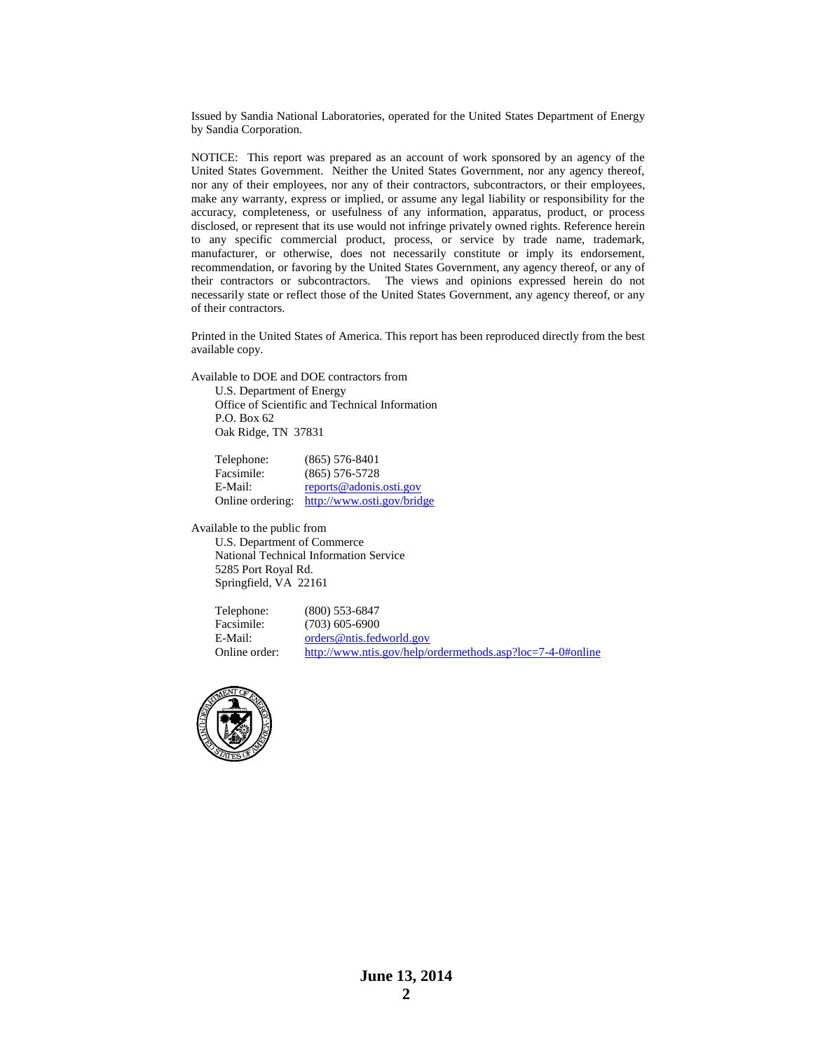Issued by Sandia National Laboratories, operated for the United States Department of Energy by Sandia Corporation.

NOTICE: This report was prepared as an account of work sponsored by an agency of the United States Government. Neither the United States Government, nor any agency thereof, nor any of their employees, nor any of their contractors, subcontractors, or their employees, make any warranty, express or implied, or assume any legal liability or responsibility for the accuracy, completeness, or usefulness of any information, apparatus, product, or process disclosed, or represent that its use would not infringe privately owned rights. Reference herein to any specific commercial product, process, or service by trade name, trademark, manufacturer, or otherwise, does not necessarily constitute or imply its endorsement, recommendation, or favoring by the United States Government, any agency thereof, or any of their contractors or subcontractors. The views and opinions expressed herein do not necessarily state or reflect those of the United States Government, any agency thereof, or any of their contractors.

Printed in the United States of America. This report has been reproduced directly from the best available copy.

Available to DOE and DOE contractors from
U.S. Department of Energy
Office of Scientific and Technical Information
P.O. Box 62
Oak Ridge, TN 37831

Telephone: (865) 576-8401
Facsimile: (865) 576-5728
E-Mail: reports@adonis.osti.gov
Online ordering: http://www.osti.gov/bridge

Available to the public from
U.S. Department of Commerce
National Technical Information Service
5285 Port Royal Rd.
Springfield, VA 22161

Telephone: (800) 553-6847
Facsimile: (703) 605-6900
E-Mail: orders@ntis.fedworld.gov
Online order: http://www.ntis.gov/help/ordermethods.asp?loc=7-4-0#online

**June 13, 2014**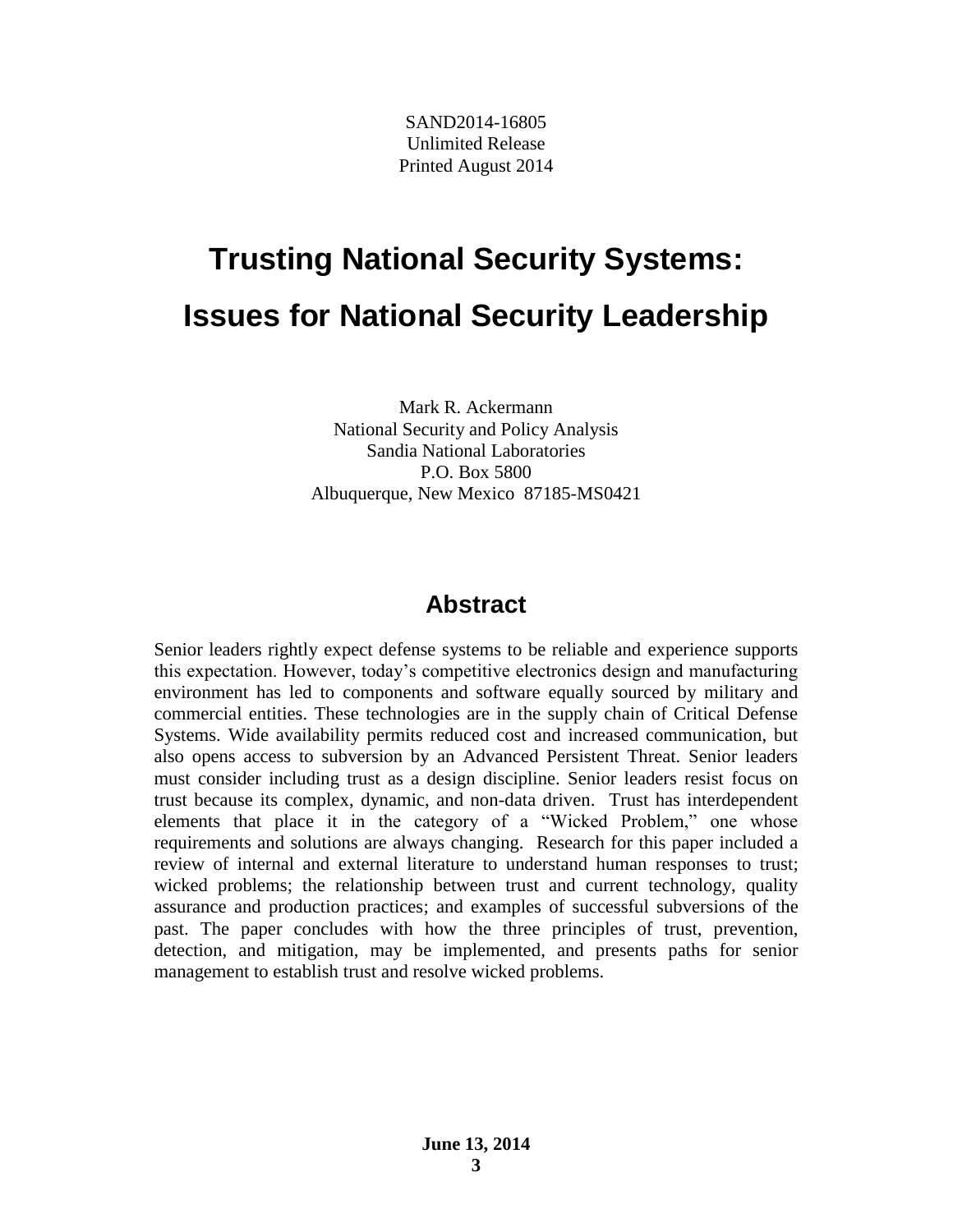SAND2014-16805
Unlimited Release
Printed August 2014

# Trusting National Security Systems: Issues for National Security Leadership

Mark R. Ackermann
National Security and Policy Analysis
Sandia National Laboratories
P.O. Box 5800
Albuquerque, New Mexico 87185-MS0421

## Abstract

Senior leaders rightly expect defense systems to be reliable and experience supports this expectation. However, today's competitive electronics design and manufacturing environment has led to components and software equally sourced by military and commercial entities. These technologies are in the supply chain of Critical Defense Systems. Wide availability permits reduced cost and increased communication, but also opens access to subversion by an Advanced Persistent Threat. Senior leaders must consider including trust as a design discipline. Senior leaders resist focus on trust because its complex, dynamic, and non-data driven. Trust has interdependent elements that place it in the category of a "Wicked Problem," one whose requirements and solutions are always changing. Research for this paper included a review of internal and external literature to understand human responses to trust; wicked problems; the relationship between trust and current technology, quality assurance and production practices; and examples of successful subversions of the past. The paper concludes with how the three principles of trust, prevention, detection, and mitigation, may be implemented, and presents paths for senior management to establish trust and resolve wicked problems.

**June 13, 2014**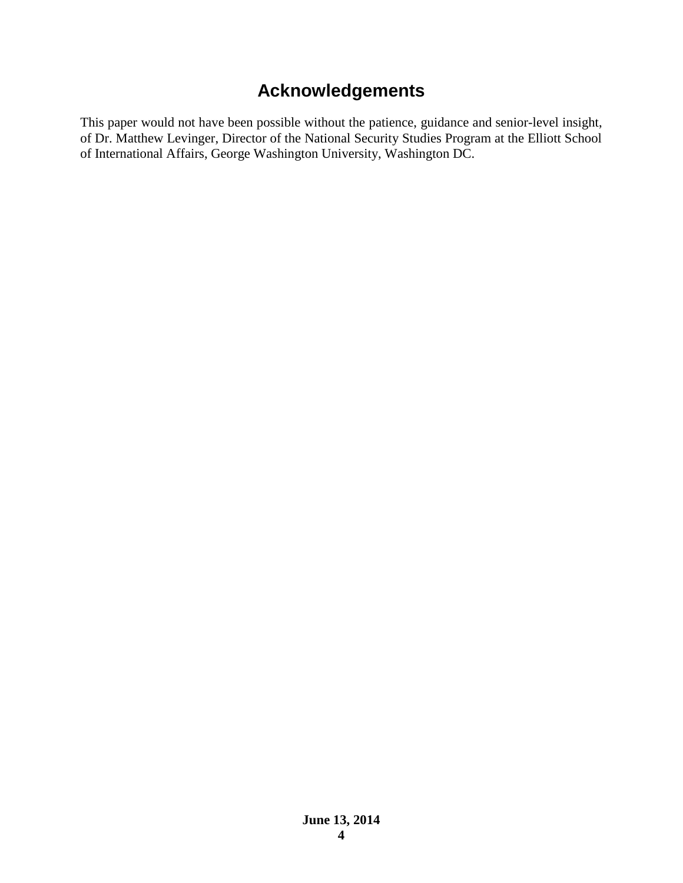# Acknowledgements

This paper would not have been possible without the patience, guidance and senior-level insight, of Dr. Matthew Levinger, Director of the National Security Studies Program at the Elliott School of International Affairs, George Washington University, Washington DC.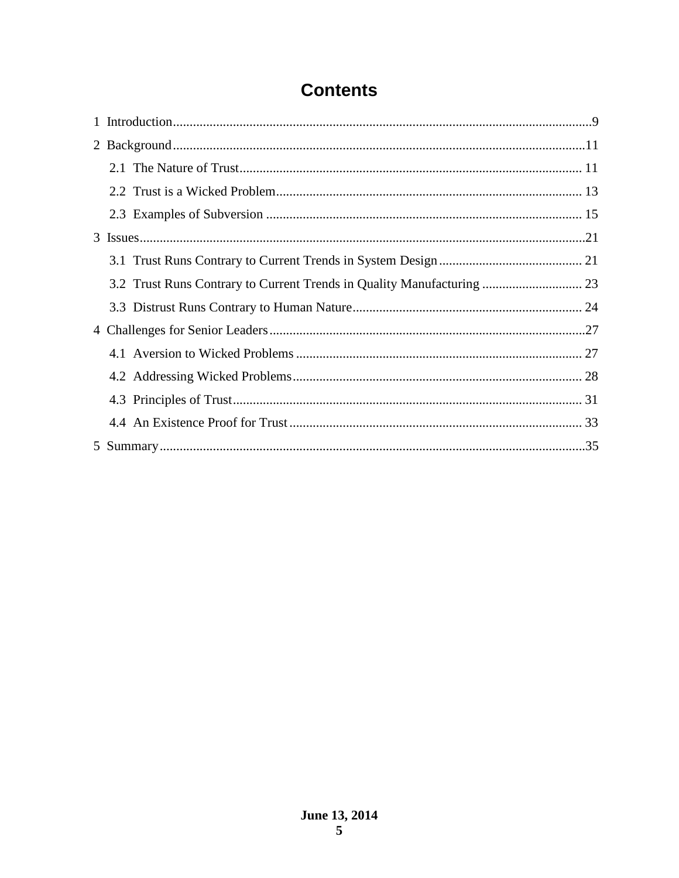# Contents

1 Introduction....................................................................................................................9
2 Background...................................................................................................................11
  2.1 The Nature of Trust....................................................................................... 11
  2.2 Trust is a Wicked Problem............................................................................ 13
  2.3 Examples of Subversion ............................................................................... 15
3 Issues.............................................................................................................................21
  3.1 Trust Runs Contrary to Current Trends in System Design ........................... 21
  3.2 Trust Runs Contrary to Current Trends in Quality Manufacturing .............. 23
  3.3 Distrust Runs Contrary to Human Nature..................................................... 24
4 Challenges for Senior Leaders......................................................................................27
  4.1 Aversion to Wicked Problems ...................................................................... 27
  4.2 Addressing Wicked Problems....................................................................... 28
  4.3 Principles of Trust......................................................................................... 31
  4.4 An Existence Proof for Trust ........................................................................ 33
5 Summary.......................................................................................................................35

June 13, 2014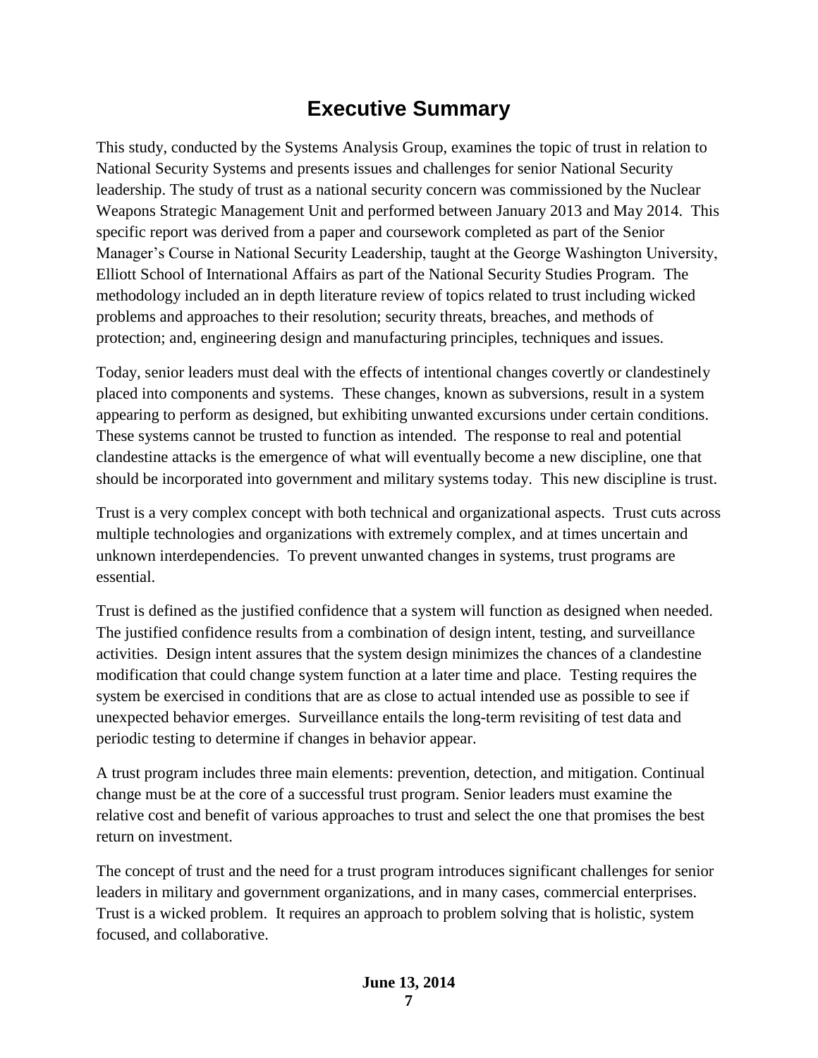# Executive Summary

This study, conducted by the Systems Analysis Group, examines the topic of trust in relation to National Security Systems and presents issues and challenges for senior National Security leadership. The study of trust as a national security concern was commissioned by the Nuclear Weapons Strategic Management Unit and performed between January 2013 and May 2014. This specific report was derived from a paper and coursework completed as part of the Senior Manager's Course in National Security Leadership, taught at the George Washington University, Elliott School of International Affairs as part of the National Security Studies Program. The methodology included an in depth literature review of topics related to trust including wicked problems and approaches to their resolution; security threats, breaches, and methods of protection; and, engineering design and manufacturing principles, techniques and issues.

Today, senior leaders must deal with the effects of intentional changes covertly or clandestinely placed into components and systems. These changes, known as subversions, result in a system appearing to perform as designed, but exhibiting unwanted excursions under certain conditions. These systems cannot be trusted to function as intended. The response to real and potential clandestine attacks is the emergence of what will eventually become a new discipline, one that should be incorporated into government and military systems today. This new discipline is trust.

Trust is a very complex concept with both technical and organizational aspects. Trust cuts across multiple technologies and organizations with extremely complex, and at times uncertain and unknown interdependencies. To prevent unwanted changes in systems, trust programs are essential.

Trust is defined as the justified confidence that a system will function as designed when needed. The justified confidence results from a combination of design intent, testing, and surveillance activities. Design intent assures that the system design minimizes the chances of a clandestine modification that could change system function at a later time and place. Testing requires the system be exercised in conditions that are as close to actual intended use as possible to see if unexpected behavior emerges. Surveillance entails the long-term revisiting of test data and periodic testing to determine if changes in behavior appear.

A trust program includes three main elements: prevention, detection, and mitigation. Continual change must be at the core of a successful trust program. Senior leaders must examine the relative cost and benefit of various approaches to trust and select the one that promises the best return on investment.

The concept of trust and the need for a trust program introduces significant challenges for senior leaders in military and government organizations, and in many cases, commercial enterprises. Trust is a wicked problem. It requires an approach to problem solving that is holistic, system focused, and collaborative.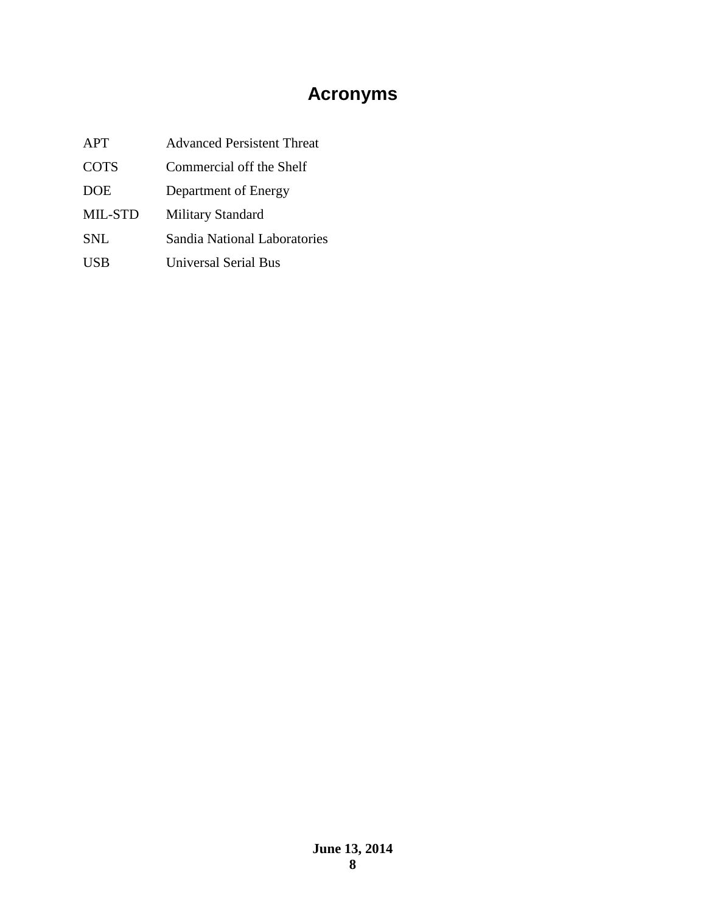# Acronyms

| | |
|---|---|
| APT | Advanced Persistent Threat |
| COTS | Commercial off the Shelf |
| DOE | Department of Energy |
| MIL-STD | Military Standard |
| SNL | Sandia National Laboratories |
| USB | Universal Serial Bus |

**June 13, 2014**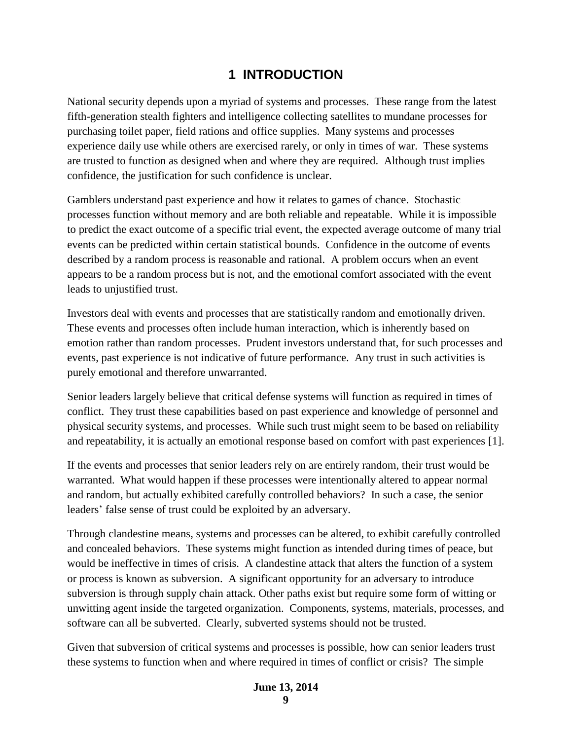# 1 INTRODUCTION

National security depends upon a myriad of systems and processes. These range from the latest fifth-generation stealth fighters and intelligence collecting satellites to mundane processes for purchasing toilet paper, field rations and office supplies. Many systems and processes experience daily use while others are exercised rarely, or only in times of war. These systems are trusted to function as designed when and where they are required. Although trust implies confidence, the justification for such confidence is unclear.

Gamblers understand past experience and how it relates to games of chance. Stochastic processes function without memory and are both reliable and repeatable. While it is impossible to predict the exact outcome of a specific trial event, the expected average outcome of many trial events can be predicted within certain statistical bounds. Confidence in the outcome of events described by a random process is reasonable and rational. A problem occurs when an event appears to be a random process but is not, and the emotional comfort associated with the event leads to unjustified trust.

Investors deal with events and processes that are statistically random and emotionally driven. These events and processes often include human interaction, which is inherently based on emotion rather than random processes. Prudent investors understand that, for such processes and events, past experience is not indicative of future performance. Any trust in such activities is purely emotional and therefore unwarranted.

Senior leaders largely believe that critical defense systems will function as required in times of conflict. They trust these capabilities based on past experience and knowledge of personnel and physical security systems, and processes. While such trust might seem to be based on reliability and repeatability, it is actually an emotional response based on comfort with past experiences [1].

If the events and processes that senior leaders rely on are entirely random, their trust would be warranted. What would happen if these processes were intentionally altered to appear normal and random, but actually exhibited carefully controlled behaviors? In such a case, the senior leaders' false sense of trust could be exploited by an adversary.

Through clandestine means, systems and processes can be altered, to exhibit carefully controlled and concealed behaviors. These systems might function as intended during times of peace, but would be ineffective in times of crisis. A clandestine attack that alters the function of a system or process is known as subversion. A significant opportunity for an adversary to introduce subversion is through supply chain attack. Other paths exist but require some form of witting or unwitting agent inside the targeted organization. Components, systems, materials, processes, and software can all be subverted. Clearly, subverted systems should not be trusted.

Given that subversion of critical systems and processes is possible, how can senior leaders trust these systems to function when and where required in times of conflict or crisis? The simple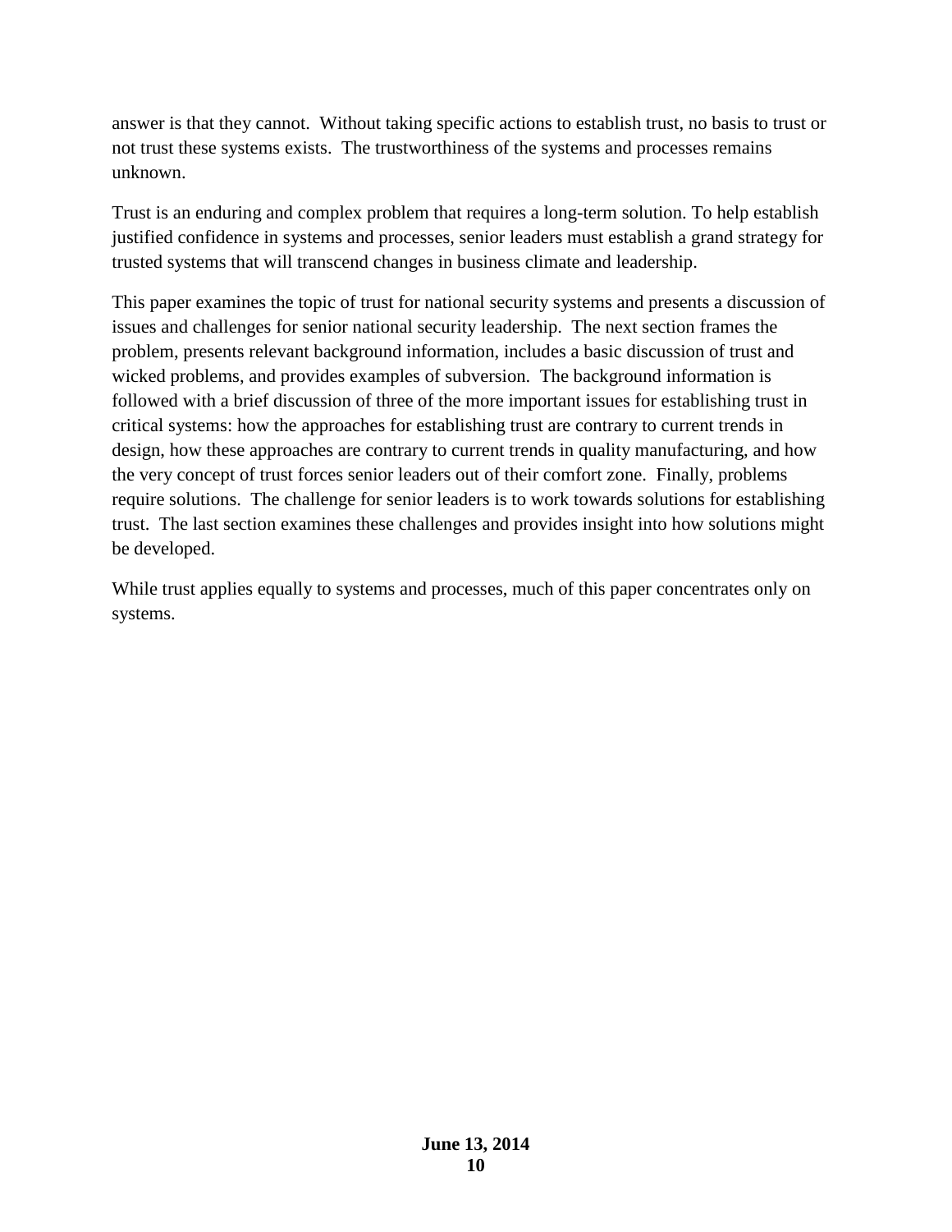answer is that they cannot. Without taking specific actions to establish trust, no basis to trust or not trust these systems exists. The trustworthiness of the systems and processes remains unknown.

Trust is an enduring and complex problem that requires a long-term solution. To help establish justified confidence in systems and processes, senior leaders must establish a grand strategy for trusted systems that will transcend changes in business climate and leadership.

This paper examines the topic of trust for national security systems and presents a discussion of issues and challenges for senior national security leadership. The next section frames the problem, presents relevant background information, includes a basic discussion of trust and wicked problems, and provides examples of subversion. The background information is followed with a brief discussion of three of the more important issues for establishing trust in critical systems: how the approaches for establishing trust are contrary to current trends in design, how these approaches are contrary to current trends in quality manufacturing, and how the very concept of trust forces senior leaders out of their comfort zone. Finally, problems require solutions. The challenge for senior leaders is to work towards solutions for establishing trust. The last section examines these challenges and provides insight into how solutions might be developed.

While trust applies equally to systems and processes, much of this paper concentrates only on systems.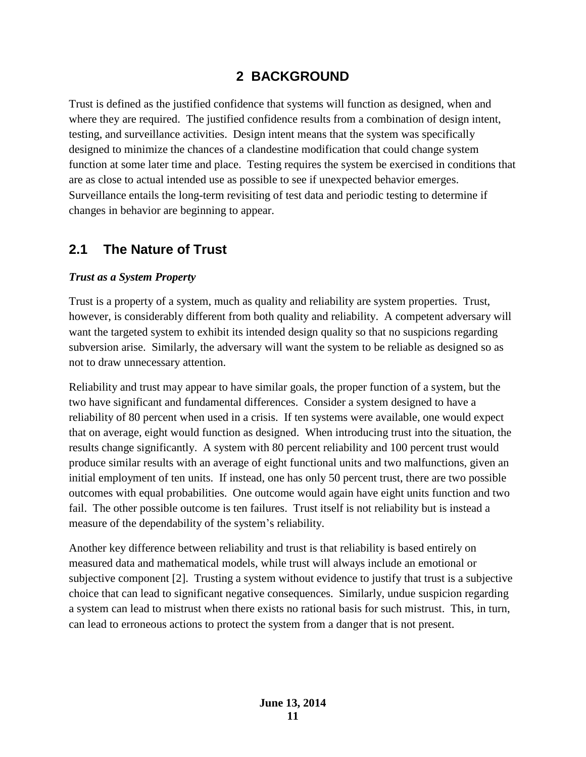# 2 BACKGROUND

Trust is defined as the justified confidence that systems will function as designed, when and where they are required. The justified confidence results from a combination of design intent, testing, and surveillance activities. Design intent means that the system was specifically designed to minimize the chances of a clandestine modification that could change system function at some later time and place. Testing requires the system be exercised in conditions that are as close to actual intended use as possible to see if unexpected behavior emerges. Surveillance entails the long-term revisiting of test data and periodic testing to determine if changes in behavior are beginning to appear.

## 2.1 The Nature of Trust

***Trust as a System Property***

Trust is a property of a system, much as quality and reliability are system properties. Trust, however, is considerably different from both quality and reliability. A competent adversary will want the targeted system to exhibit its intended design quality so that no suspicions regarding subversion arise. Similarly, the adversary will want the system to be reliable as designed so as not to draw unnecessary attention.

Reliability and trust may appear to have similar goals, the proper function of a system, but the two have significant and fundamental differences. Consider a system designed to have a reliability of 80 percent when used in a crisis. If ten systems were available, one would expect that on average, eight would function as designed. When introducing trust into the situation, the results change significantly. A system with 80 percent reliability and 100 percent trust would produce similar results with an average of eight functional units and two malfunctions, given an initial employment of ten units. If instead, one has only 50 percent trust, there are two possible outcomes with equal probabilities. One outcome would again have eight units function and two fail. The other possible outcome is ten failures. Trust itself is not reliability but is instead a measure of the dependability of the system's reliability.

Another key difference between reliability and trust is that reliability is based entirely on measured data and mathematical models, while trust will always include an emotional or subjective component [2]. Trusting a system without evidence to justify that trust is a subjective choice that can lead to significant negative consequences. Similarly, undue suspicion regarding a system can lead to mistrust when there exists no rational basis for such mistrust. This, in turn, can lead to erroneous actions to protect the system from a danger that is not present.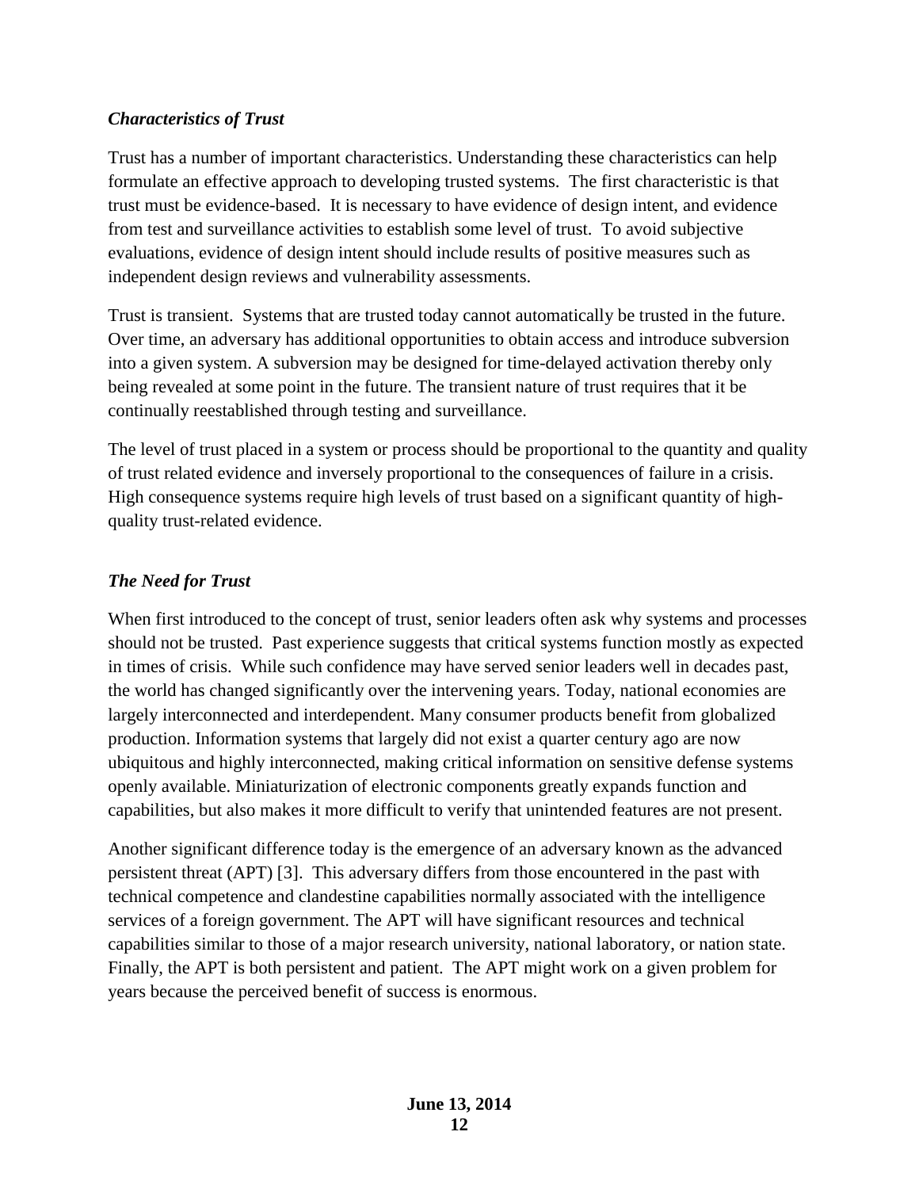### *Characteristics of Trust*

Trust has a number of important characteristics. Understanding these characteristics can help formulate an effective approach to developing trusted systems. The first characteristic is that trust must be evidence-based. It is necessary to have evidence of design intent, and evidence from test and surveillance activities to establish some level of trust. To avoid subjective evaluations, evidence of design intent should include results of positive measures such as independent design reviews and vulnerability assessments.

Trust is transient. Systems that are trusted today cannot automatically be trusted in the future. Over time, an adversary has additional opportunities to obtain access and introduce subversion into a given system. A subversion may be designed for time-delayed activation thereby only being revealed at some point in the future. The transient nature of trust requires that it be continually reestablished through testing and surveillance.

The level of trust placed in a system or process should be proportional to the quantity and quality of trust related evidence and inversely proportional to the consequences of failure in a crisis. High consequence systems require high levels of trust based on a significant quantity of high-quality trust-related evidence.

### *The Need for Trust*

When first introduced to the concept of trust, senior leaders often ask why systems and processes should not be trusted. Past experience suggests that critical systems function mostly as expected in times of crisis. While such confidence may have served senior leaders well in decades past, the world has changed significantly over the intervening years. Today, national economies are largely interconnected and interdependent. Many consumer products benefit from globalized production. Information systems that largely did not exist a quarter century ago are now ubiquitous and highly interconnected, making critical information on sensitive defense systems openly available. Miniaturization of electronic components greatly expands function and capabilities, but also makes it more difficult to verify that unintended features are not present.

Another significant difference today is the emergence of an adversary known as the advanced persistent threat (APT) [3]. This adversary differs from those encountered in the past with technical competence and clandestine capabilities normally associated with the intelligence services of a foreign government. The APT will have significant resources and technical capabilities similar to those of a major research university, national laboratory, or nation state. Finally, the APT is both persistent and patient. The APT might work on a given problem for years because the perceived benefit of success is enormous.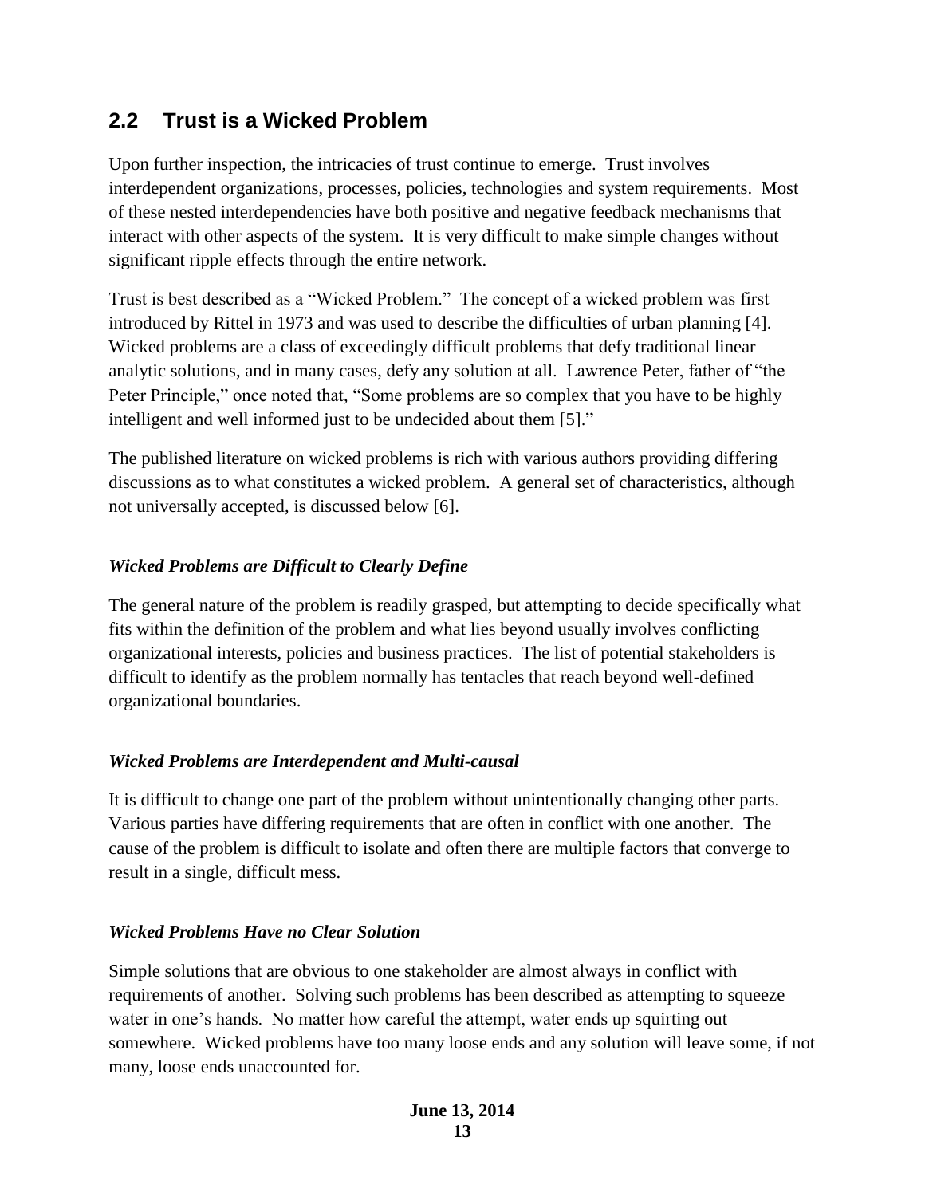## 2.2 Trust is a Wicked Problem

Upon further inspection, the intricacies of trust continue to emerge. Trust involves interdependent organizations, processes, policies, technologies and system requirements. Most of these nested interdependencies have both positive and negative feedback mechanisms that interact with other aspects of the system. It is very difficult to make simple changes without significant ripple effects through the entire network.

Trust is best described as a "Wicked Problem." The concept of a wicked problem was first introduced by Rittel in 1973 and was used to describe the difficulties of urban planning [4]. Wicked problems are a class of exceedingly difficult problems that defy traditional linear analytic solutions, and in many cases, defy any solution at all. Lawrence Peter, father of "the Peter Principle," once noted that, "Some problems are so complex that you have to be highly intelligent and well informed just to be undecided about them [5]."

The published literature on wicked problems is rich with various authors providing differing discussions as to what constitutes a wicked problem. A general set of characteristics, although not universally accepted, is discussed below [6].

### *Wicked Problems are Difficult to Clearly Define*

The general nature of the problem is readily grasped, but attempting to decide specifically what fits within the definition of the problem and what lies beyond usually involves conflicting organizational interests, policies and business practices. The list of potential stakeholders is difficult to identify as the problem normally has tentacles that reach beyond well-defined organizational boundaries.

### *Wicked Problems are Interdependent and Multi-causal*

It is difficult to change one part of the problem without unintentionally changing other parts. Various parties have differing requirements that are often in conflict with one another. The cause of the problem is difficult to isolate and often there are multiple factors that converge to result in a single, difficult mess.

### *Wicked Problems Have no Clear Solution*

Simple solutions that are obvious to one stakeholder are almost always in conflict with requirements of another. Solving such problems has been described as attempting to squeeze water in one's hands. No matter how careful the attempt, water ends up squirting out somewhere. Wicked problems have too many loose ends and any solution will leave some, if not many, loose ends unaccounted for.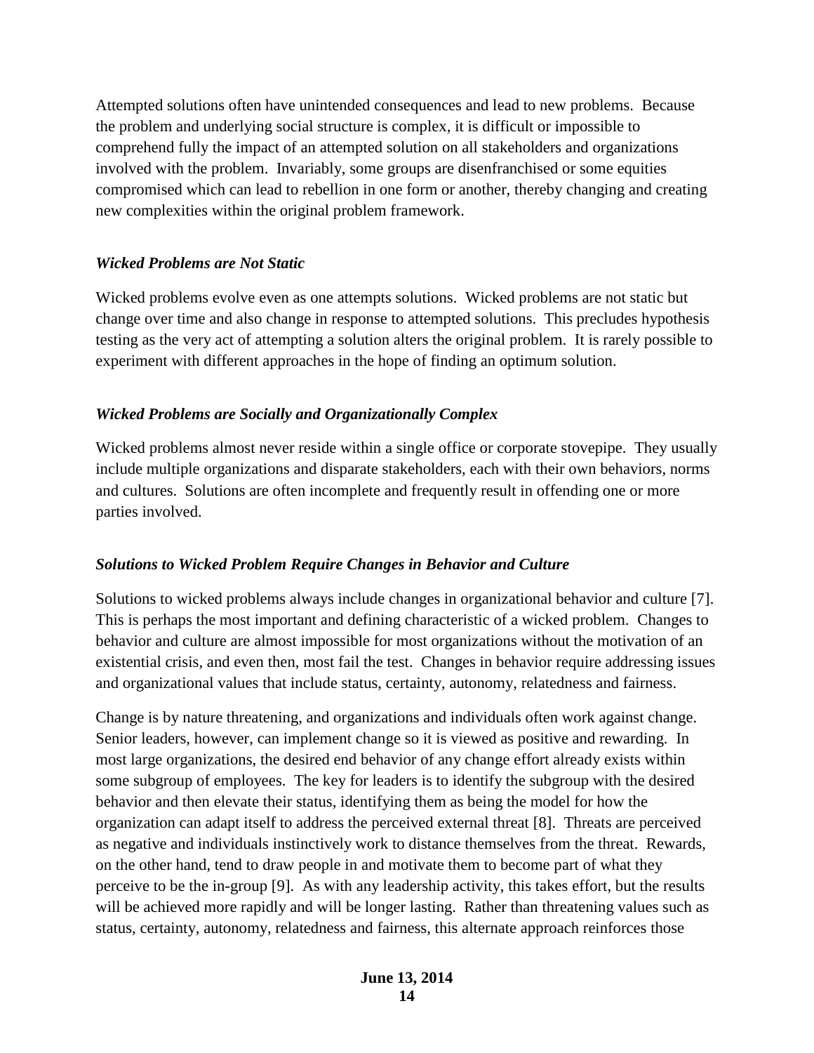Attempted solutions often have unintended consequences and lead to new problems. Because the problem and underlying social structure is complex, it is difficult or impossible to comprehend fully the impact of an attempted solution on all stakeholders and organizations involved with the problem. Invariably, some groups are disenfranchised or some equities compromised which can lead to rebellion in one form or another, thereby changing and creating new complexities within the original problem framework.

### *Wicked Problems are Not Static*

Wicked problems evolve even as one attempts solutions. Wicked problems are not static but change over time and also change in response to attempted solutions. This precludes hypothesis testing as the very act of attempting a solution alters the original problem. It is rarely possible to experiment with different approaches in the hope of finding an optimum solution.

### *Wicked Problems are Socially and Organizationally Complex*

Wicked problems almost never reside within a single office or corporate stovepipe. They usually include multiple organizations and disparate stakeholders, each with their own behaviors, norms and cultures. Solutions are often incomplete and frequently result in offending one or more parties involved.

### *Solutions to Wicked Problem Require Changes in Behavior and Culture*

Solutions to wicked problems always include changes in organizational behavior and culture [7]. This is perhaps the most important and defining characteristic of a wicked problem. Changes to behavior and culture are almost impossible for most organizations without the motivation of an existential crisis, and even then, most fail the test. Changes in behavior require addressing issues and organizational values that include status, certainty, autonomy, relatedness and fairness.

Change is by nature threatening, and organizations and individuals often work against change. Senior leaders, however, can implement change so it is viewed as positive and rewarding. In most large organizations, the desired end behavior of any change effort already exists within some subgroup of employees. The key for leaders is to identify the subgroup with the desired behavior and then elevate their status, identifying them as being the model for how the organization can adapt itself to address the perceived external threat [8]. Threats are perceived as negative and individuals instinctively work to distance themselves from the threat. Rewards, on the other hand, tend to draw people in and motivate them to become part of what they perceive to be the in-group [9]. As with any leadership activity, this takes effort, but the results will be achieved more rapidly and will be longer lasting. Rather than threatening values such as status, certainty, autonomy, relatedness and fairness, this alternate approach reinforces those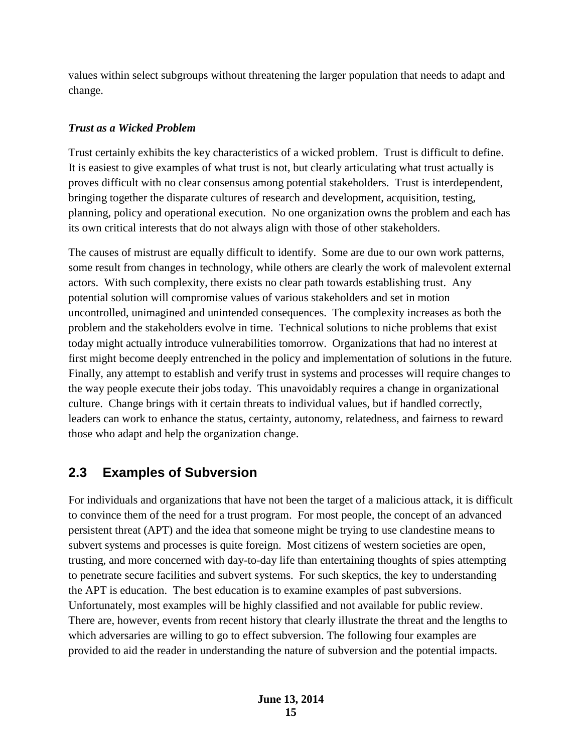values within select subgroups without threatening the larger population that needs to adapt and change.

***Trust as a Wicked Problem***

Trust certainly exhibits the key characteristics of a wicked problem. Trust is difficult to define. It is easiest to give examples of what trust is not, but clearly articulating what trust actually is proves difficult with no clear consensus among potential stakeholders. Trust is interdependent, bringing together the disparate cultures of research and development, acquisition, testing, planning, policy and operational execution. No one organization owns the problem and each has its own critical interests that do not always align with those of other stakeholders.

The causes of mistrust are equally difficult to identify. Some are due to our own work patterns, some result from changes in technology, while others are clearly the work of malevolent external actors. With such complexity, there exists no clear path towards establishing trust. Any potential solution will compromise values of various stakeholders and set in motion uncontrolled, unimagined and unintended consequences. The complexity increases as both the problem and the stakeholders evolve in time. Technical solutions to niche problems that exist today might actually introduce vulnerabilities tomorrow. Organizations that had no interest at first might become deeply entrenched in the policy and implementation of solutions in the future. Finally, any attempt to establish and verify trust in systems and processes will require changes to the way people execute their jobs today. This unavoidably requires a change in organizational culture. Change brings with it certain threats to individual values, but if handled correctly, leaders can work to enhance the status, certainty, autonomy, relatedness, and fairness to reward those who adapt and help the organization change.

## 2.3 Examples of Subversion

For individuals and organizations that have not been the target of a malicious attack, it is difficult to convince them of the need for a trust program. For most people, the concept of an advanced persistent threat (APT) and the idea that someone might be trying to use clandestine means to subvert systems and processes is quite foreign. Most citizens of western societies are open, trusting, and more concerned with day-to-day life than entertaining thoughts of spies attempting to penetrate secure facilities and subvert systems. For such skeptics, the key to understanding the APT is education. The best education is to examine examples of past subversions. Unfortunately, most examples will be highly classified and not available for public review. There are, however, events from recent history that clearly illustrate the threat and the lengths to which adversaries are willing to go to effect subversion. The following four examples are provided to aid the reader in understanding the nature of subversion and the potential impacts.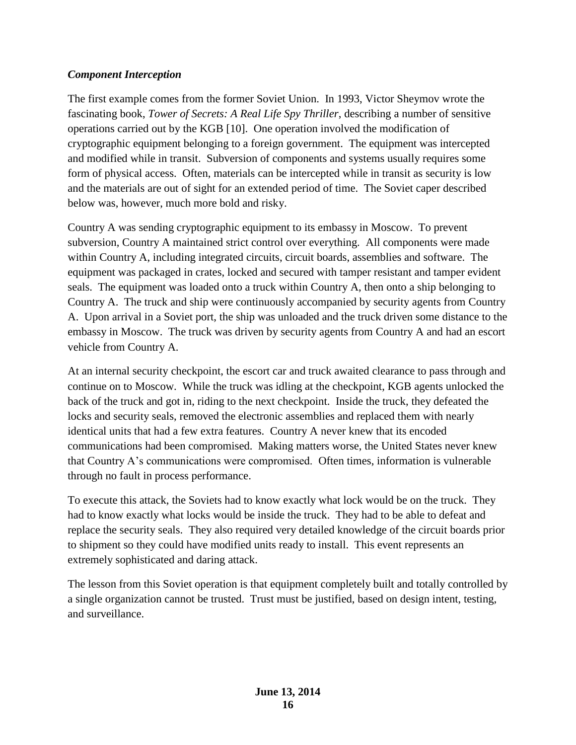### *Component Interception*

The first example comes from the former Soviet Union. In 1993, Victor Sheymov wrote the fascinating book, *Tower of Secrets: A Real Life Spy Thriller*, describing a number of sensitive operations carried out by the KGB [10]. One operation involved the modification of cryptographic equipment belonging to a foreign government. The equipment was intercepted and modified while in transit. Subversion of components and systems usually requires some form of physical access. Often, materials can be intercepted while in transit as security is low and the materials are out of sight for an extended period of time. The Soviet caper described below was, however, much more bold and risky.

Country A was sending cryptographic equipment to its embassy in Moscow. To prevent subversion, Country A maintained strict control over everything. All components were made within Country A, including integrated circuits, circuit boards, assemblies and software. The equipment was packaged in crates, locked and secured with tamper resistant and tamper evident seals. The equipment was loaded onto a truck within Country A, then onto a ship belonging to Country A. The truck and ship were continuously accompanied by security agents from Country A. Upon arrival in a Soviet port, the ship was unloaded and the truck driven some distance to the embassy in Moscow. The truck was driven by security agents from Country A and had an escort vehicle from Country A.

At an internal security checkpoint, the escort car and truck awaited clearance to pass through and continue on to Moscow. While the truck was idling at the checkpoint, KGB agents unlocked the back of the truck and got in, riding to the next checkpoint. Inside the truck, they defeated the locks and security seals, removed the electronic assemblies and replaced them with nearly identical units that had a few extra features. Country A never knew that its encoded communications had been compromised. Making matters worse, the United States never knew that Country A's communications were compromised. Often times, information is vulnerable through no fault in process performance.

To execute this attack, the Soviets had to know exactly what lock would be on the truck. They had to know exactly what locks would be inside the truck. They had to be able to defeat and replace the security seals. They also required very detailed knowledge of the circuit boards prior to shipment so they could have modified units ready to install. This event represents an extremely sophisticated and daring attack.

The lesson from this Soviet operation is that equipment completely built and totally controlled by a single organization cannot be trusted. Trust must be justified, based on design intent, testing, and surveillance.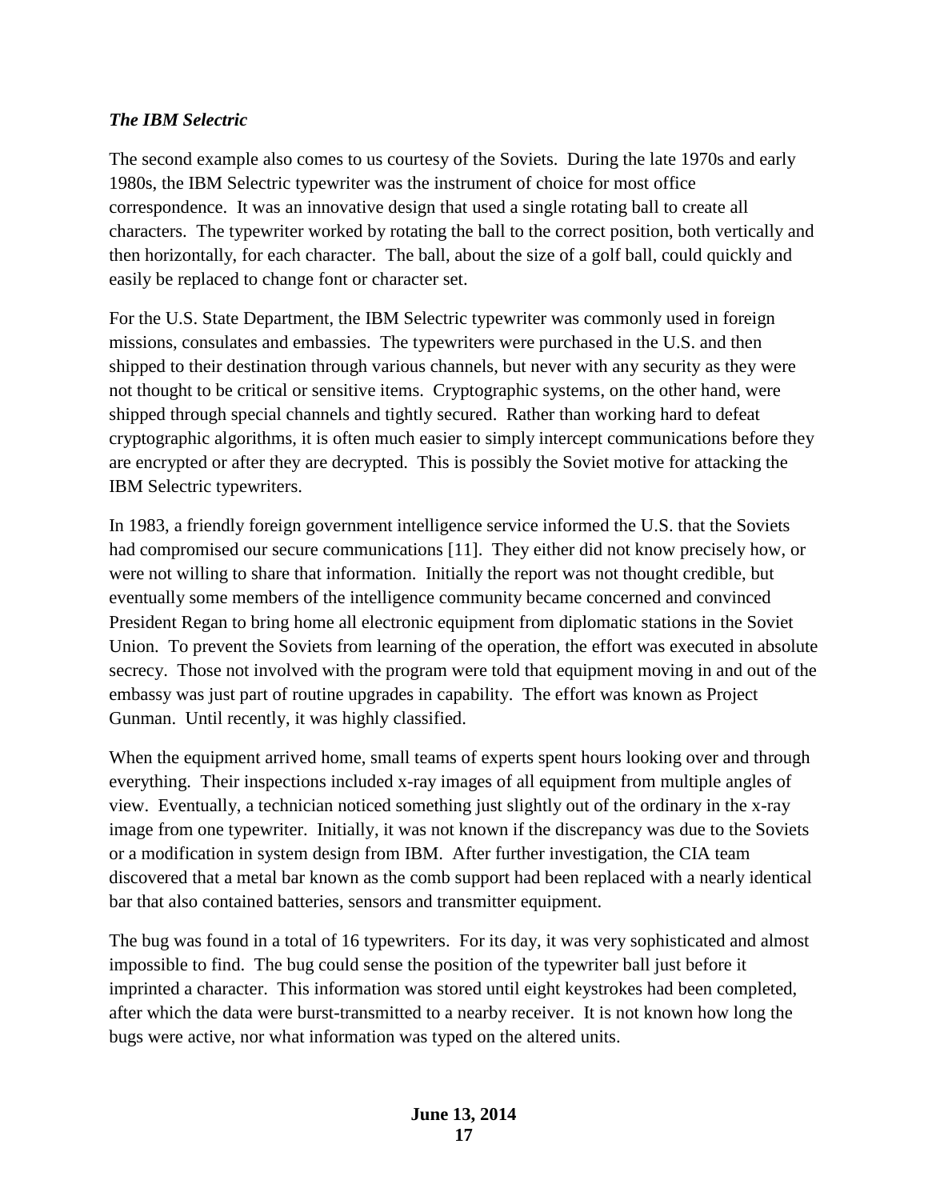### *The IBM Selectric*

The second example also comes to us courtesy of the Soviets. During the late 1970s and early 1980s, the IBM Selectric typewriter was the instrument of choice for most office correspondence. It was an innovative design that used a single rotating ball to create all characters. The typewriter worked by rotating the ball to the correct position, both vertically and then horizontally, for each character. The ball, about the size of a golf ball, could quickly and easily be replaced to change font or character set.

For the U.S. State Department, the IBM Selectric typewriter was commonly used in foreign missions, consulates and embassies. The typewriters were purchased in the U.S. and then shipped to their destination through various channels, but never with any security as they were not thought to be critical or sensitive items. Cryptographic systems, on the other hand, were shipped through special channels and tightly secured. Rather than working hard to defeat cryptographic algorithms, it is often much easier to simply intercept communications before they are encrypted or after they are decrypted. This is possibly the Soviet motive for attacking the IBM Selectric typewriters.

In 1983, a friendly foreign government intelligence service informed the U.S. that the Soviets had compromised our secure communications [11]. They either did not know precisely how, or were not willing to share that information. Initially the report was not thought credible, but eventually some members of the intelligence community became concerned and convinced President Regan to bring home all electronic equipment from diplomatic stations in the Soviet Union. To prevent the Soviets from learning of the operation, the effort was executed in absolute secrecy. Those not involved with the program were told that equipment moving in and out of the embassy was just part of routine upgrades in capability. The effort was known as Project Gunman. Until recently, it was highly classified.

When the equipment arrived home, small teams of experts spent hours looking over and through everything. Their inspections included x-ray images of all equipment from multiple angles of view. Eventually, a technician noticed something just slightly out of the ordinary in the x-ray image from one typewriter. Initially, it was not known if the discrepancy was due to the Soviets or a modification in system design from IBM. After further investigation, the CIA team discovered that a metal bar known as the comb support had been replaced with a nearly identical bar that also contained batteries, sensors and transmitter equipment.

The bug was found in a total of 16 typewriters. For its day, it was very sophisticated and almost impossible to find. The bug could sense the position of the typewriter ball just before it imprinted a character. This information was stored until eight keystrokes had been completed, after which the data were burst-transmitted to a nearby receiver. It is not known how long the bugs were active, nor what information was typed on the altered units.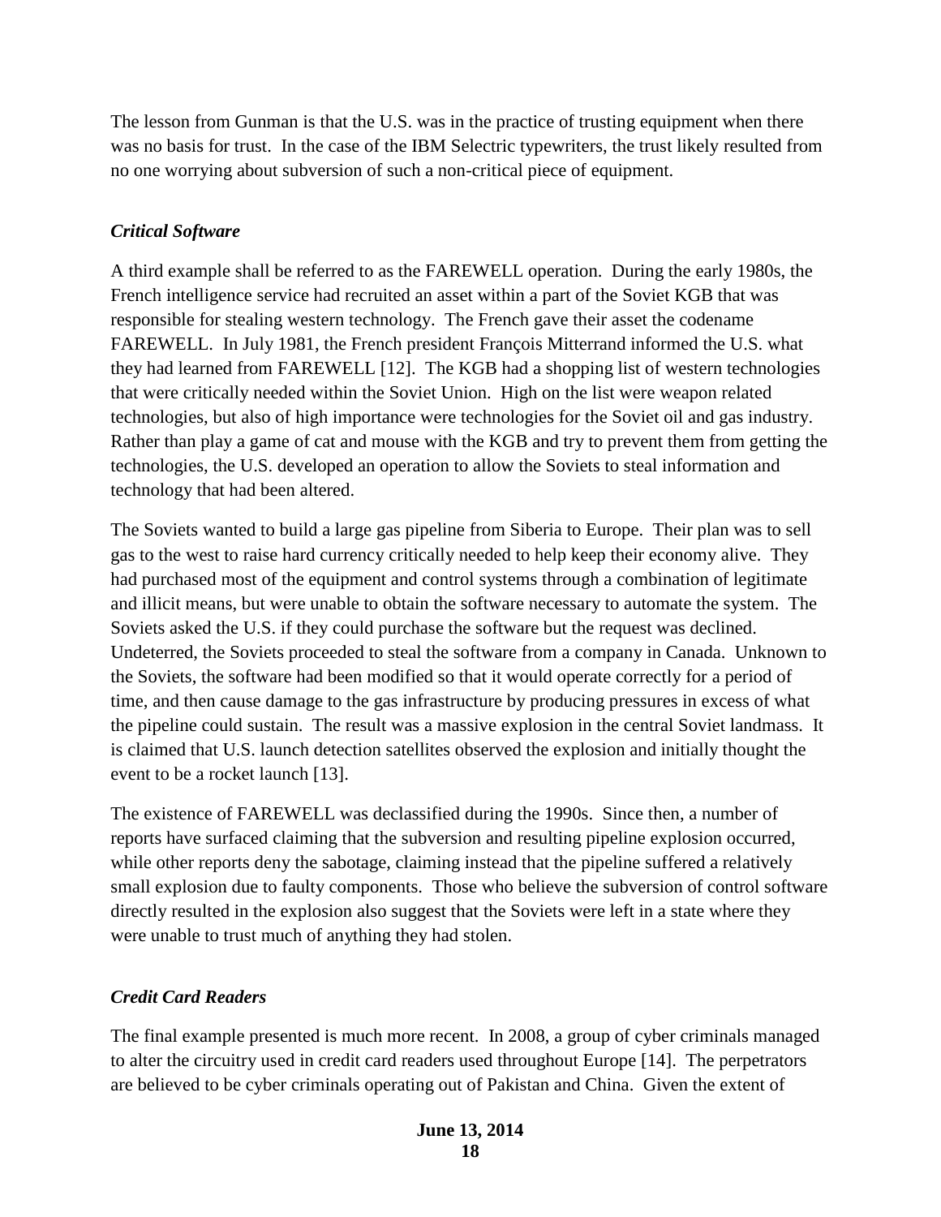The lesson from Gunman is that the U.S. was in the practice of trusting equipment when there was no basis for trust. In the case of the IBM Selectric typewriters, the trust likely resulted from no one worrying about subversion of such a non-critical piece of equipment.

### *Critical Software*

A third example shall be referred to as the FAREWELL operation. During the early 1980s, the French intelligence service had recruited an asset within a part of the Soviet KGB that was responsible for stealing western technology. The French gave their asset the codename FAREWELL. In July 1981, the French president François Mitterrand informed the U.S. what they had learned from FAREWELL [12]. The KGB had a shopping list of western technologies that were critically needed within the Soviet Union. High on the list were weapon related technologies, but also of high importance were technologies for the Soviet oil and gas industry. Rather than play a game of cat and mouse with the KGB and try to prevent them from getting the technologies, the U.S. developed an operation to allow the Soviets to steal information and technology that had been altered.

The Soviets wanted to build a large gas pipeline from Siberia to Europe. Their plan was to sell gas to the west to raise hard currency critically needed to help keep their economy alive. They had purchased most of the equipment and control systems through a combination of legitimate and illicit means, but were unable to obtain the software necessary to automate the system. The Soviets asked the U.S. if they could purchase the software but the request was declined. Undeterred, the Soviets proceeded to steal the software from a company in Canada. Unknown to the Soviets, the software had been modified so that it would operate correctly for a period of time, and then cause damage to the gas infrastructure by producing pressures in excess of what the pipeline could sustain. The result was a massive explosion in the central Soviet landmass. It is claimed that U.S. launch detection satellites observed the explosion and initially thought the event to be a rocket launch [13].

The existence of FAREWELL was declassified during the 1990s. Since then, a number of reports have surfaced claiming that the subversion and resulting pipeline explosion occurred, while other reports deny the sabotage, claiming instead that the pipeline suffered a relatively small explosion due to faulty components. Those who believe the subversion of control software directly resulted in the explosion also suggest that the Soviets were left in a state where they were unable to trust much of anything they had stolen.

### *Credit Card Readers*

The final example presented is much more recent. In 2008, a group of cyber criminals managed to alter the circuitry used in credit card readers used throughout Europe [14]. The perpetrators are believed to be cyber criminals operating out of Pakistan and China. Given the extent of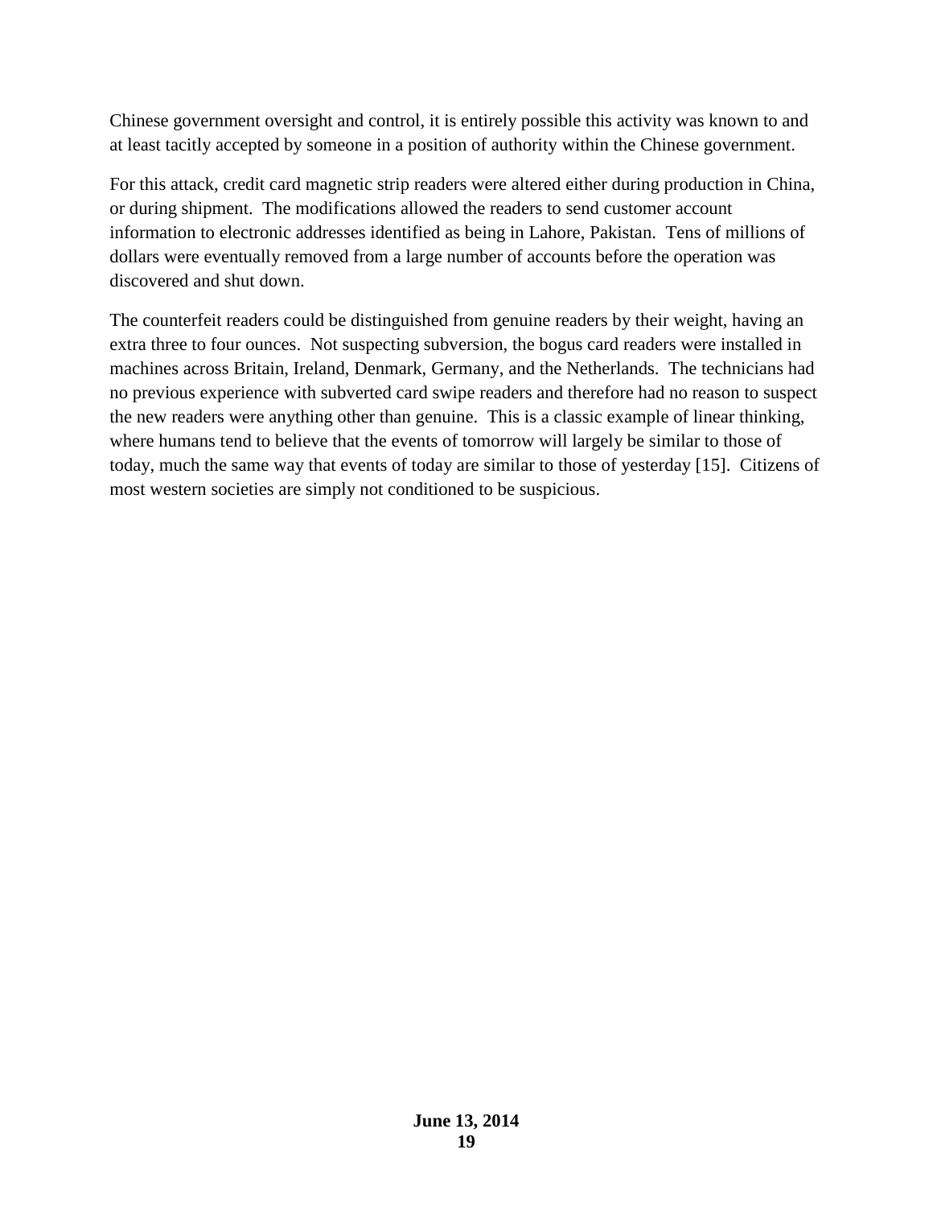Chinese government oversight and control, it is entirely possible this activity was known to and at least tacitly accepted by someone in a position of authority within the Chinese government.

For this attack, credit card magnetic strip readers were altered either during production in China, or during shipment. The modifications allowed the readers to send customer account information to electronic addresses identified as being in Lahore, Pakistan. Tens of millions of dollars were eventually removed from a large number of accounts before the operation was discovered and shut down.

The counterfeit readers could be distinguished from genuine readers by their weight, having an extra three to four ounces. Not suspecting subversion, the bogus card readers were installed in machines across Britain, Ireland, Denmark, Germany, and the Netherlands. The technicians had no previous experience with subverted card swipe readers and therefore had no reason to suspect the new readers were anything other than genuine. This is a classic example of linear thinking, where humans tend to believe that the events of tomorrow will largely be similar to those of today, much the same way that events of today are similar to those of yesterday [15]. Citizens of most western societies are simply not conditioned to be suspicious.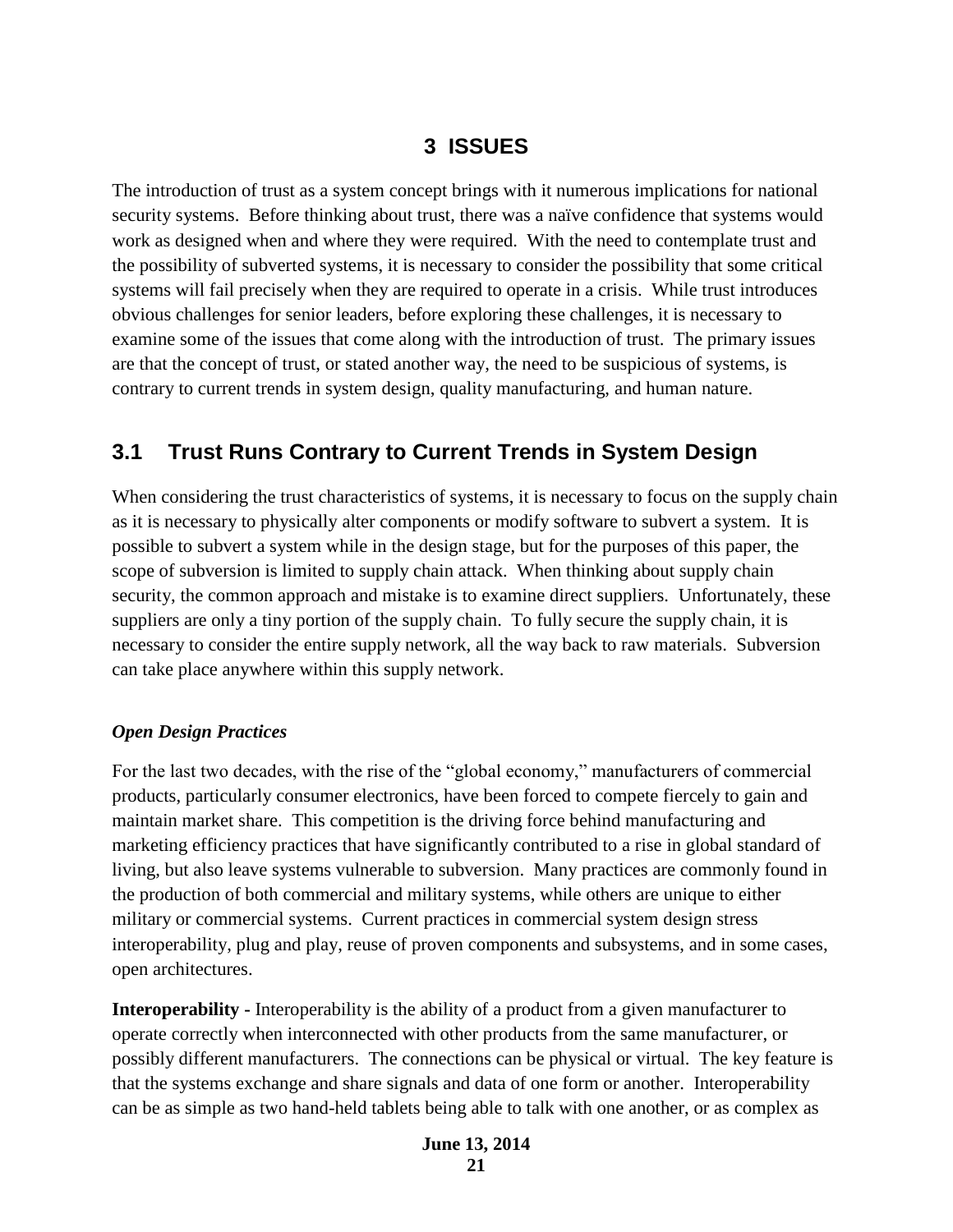# 3 ISSUES

The introduction of trust as a system concept brings with it numerous implications for national security systems. Before thinking about trust, there was a naïve confidence that systems would work as designed when and where they were required. With the need to contemplate trust and the possibility of subverted systems, it is necessary to consider the possibility that some critical systems will fail precisely when they are required to operate in a crisis. While trust introduces obvious challenges for senior leaders, before exploring these challenges, it is necessary to examine some of the issues that come along with the introduction of trust. The primary issues are that the concept of trust, or stated another way, the need to be suspicious of systems, is contrary to current trends in system design, quality manufacturing, and human nature.

## 3.1 Trust Runs Contrary to Current Trends in System Design

When considering the trust characteristics of systems, it is necessary to focus on the supply chain as it is necessary to physically alter components or modify software to subvert a system. It is possible to subvert a system while in the design stage, but for the purposes of this paper, the scope of subversion is limited to supply chain attack. When thinking about supply chain security, the common approach and mistake is to examine direct suppliers. Unfortunately, these suppliers are only a tiny portion of the supply chain. To fully secure the supply chain, it is necessary to consider the entire supply network, all the way back to raw materials. Subversion can take place anywhere within this supply network.

### *Open Design Practices*

For the last two decades, with the rise of the "global economy," manufacturers of commercial products, particularly consumer electronics, have been forced to compete fiercely to gain and maintain market share. This competition is the driving force behind manufacturing and marketing efficiency practices that have significantly contributed to a rise in global standard of living, but also leave systems vulnerable to subversion. Many practices are commonly found in the production of both commercial and military systems, while others are unique to either military or commercial systems. Current practices in commercial system design stress interoperability, plug and play, reuse of proven components and subsystems, and in some cases, open architectures.

**Interoperability -** Interoperability is the ability of a product from a given manufacturer to operate correctly when interconnected with other products from the same manufacturer, or possibly different manufacturers. The connections can be physical or virtual. The key feature is that the systems exchange and share signals and data of one form or another. Interoperability can be as simple as two hand-held tablets being able to talk with one another, or as complex as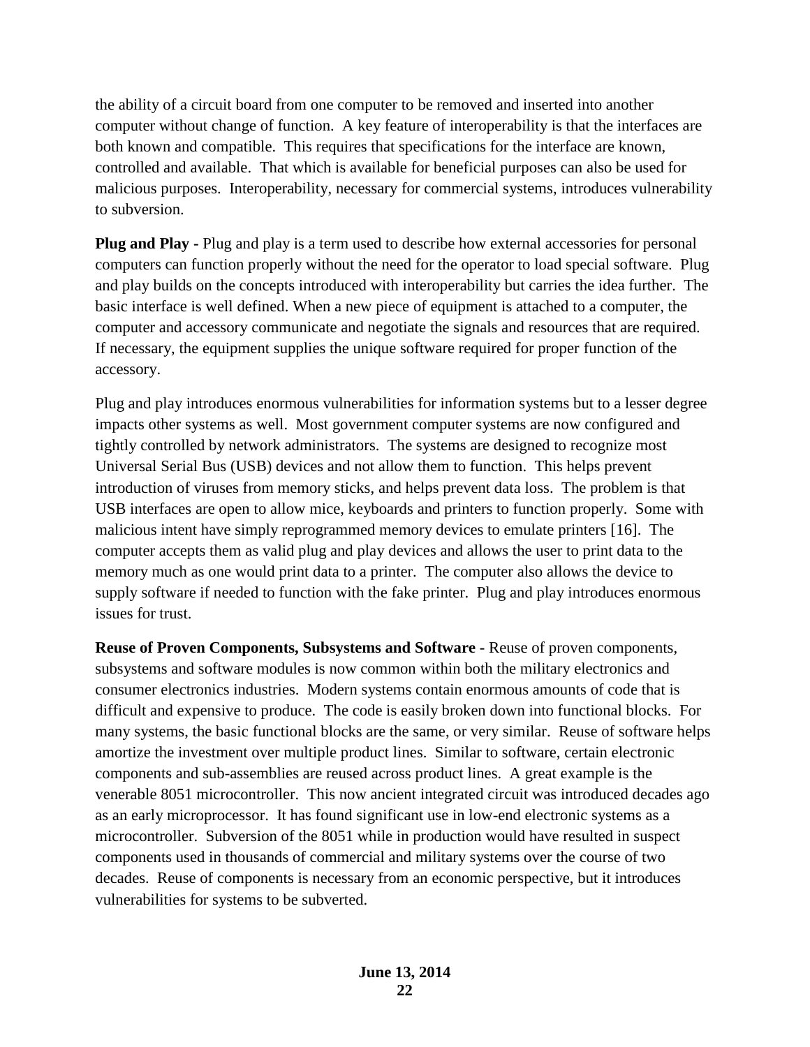the ability of a circuit board from one computer to be removed and inserted into another computer without change of function. A key feature of interoperability is that the interfaces are both known and compatible. This requires that specifications for the interface are known, controlled and available. That which is available for beneficial purposes can also be used for malicious purposes. Interoperability, necessary for commercial systems, introduces vulnerability to subversion.

**Plug and Play -** Plug and play is a term used to describe how external accessories for personal computers can function properly without the need for the operator to load special software. Plug and play builds on the concepts introduced with interoperability but carries the idea further. The basic interface is well defined. When a new piece of equipment is attached to a computer, the computer and accessory communicate and negotiate the signals and resources that are required. If necessary, the equipment supplies the unique software required for proper function of the accessory.

Plug and play introduces enormous vulnerabilities for information systems but to a lesser degree impacts other systems as well. Most government computer systems are now configured and tightly controlled by network administrators. The systems are designed to recognize most Universal Serial Bus (USB) devices and not allow them to function. This helps prevent introduction of viruses from memory sticks, and helps prevent data loss. The problem is that USB interfaces are open to allow mice, keyboards and printers to function properly. Some with malicious intent have simply reprogrammed memory devices to emulate printers [16]. The computer accepts them as valid plug and play devices and allows the user to print data to the memory much as one would print data to a printer. The computer also allows the device to supply software if needed to function with the fake printer. Plug and play introduces enormous issues for trust.

**Reuse of Proven Components, Subsystems and Software -** Reuse of proven components, subsystems and software modules is now common within both the military electronics and consumer electronics industries. Modern systems contain enormous amounts of code that is difficult and expensive to produce. The code is easily broken down into functional blocks. For many systems, the basic functional blocks are the same, or very similar. Reuse of software helps amortize the investment over multiple product lines. Similar to software, certain electronic components and sub-assemblies are reused across product lines. A great example is the venerable 8051 microcontroller. This now ancient integrated circuit was introduced decades ago as an early microprocessor. It has found significant use in low-end electronic systems as a microcontroller. Subversion of the 8051 while in production would have resulted in suspect components used in thousands of commercial and military systems over the course of two decades. Reuse of components is necessary from an economic perspective, but it introduces vulnerabilities for systems to be subverted.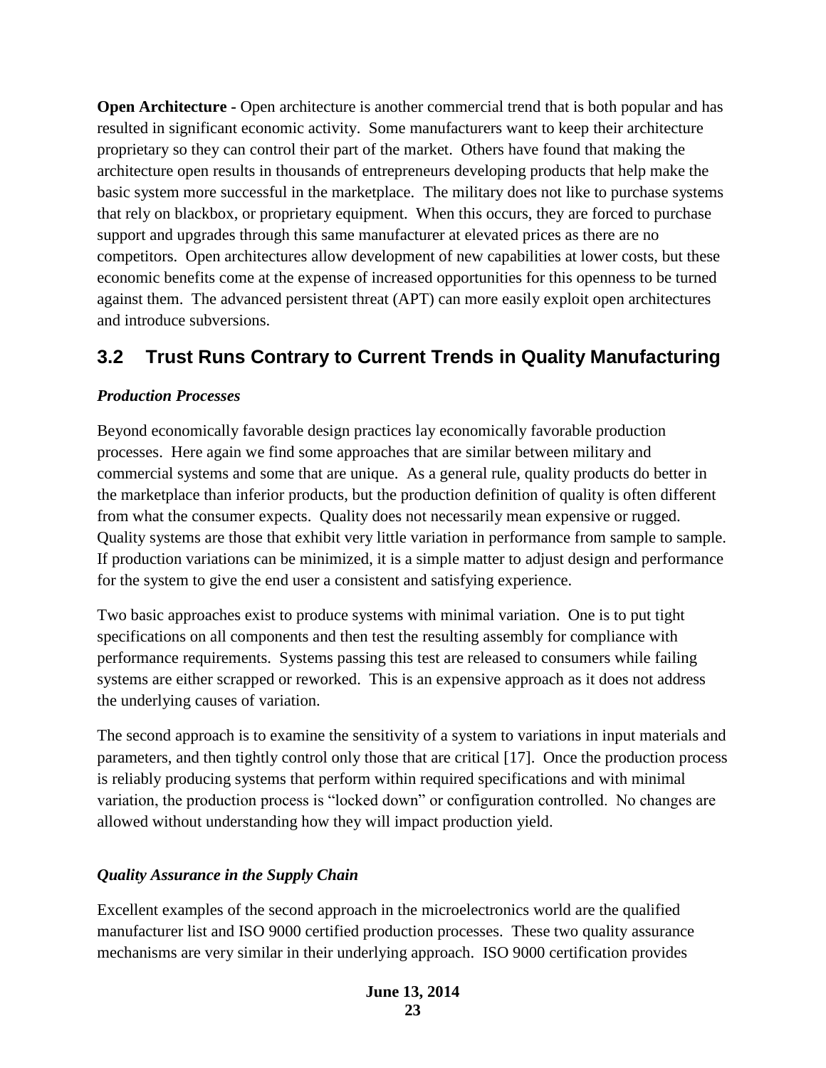**Open Architecture -** Open architecture is another commercial trend that is both popular and has resulted in significant economic activity. Some manufacturers want to keep their architecture proprietary so they can control their part of the market. Others have found that making the architecture open results in thousands of entrepreneurs developing products that help make the basic system more successful in the marketplace. The military does not like to purchase systems that rely on blackbox, or proprietary equipment. When this occurs, they are forced to purchase support and upgrades through this same manufacturer at elevated prices as there are no competitors. Open architectures allow development of new capabilities at lower costs, but these economic benefits come at the expense of increased opportunities for this openness to be turned against them. The advanced persistent threat (APT) can more easily exploit open architectures and introduce subversions.

## 3.2 Trust Runs Contrary to Current Trends in Quality Manufacturing

### *Production Processes*

Beyond economically favorable design practices lay economically favorable production processes. Here again we find some approaches that are similar between military and commercial systems and some that are unique. As a general rule, quality products do better in the marketplace than inferior products, but the production definition of quality is often different from what the consumer expects. Quality does not necessarily mean expensive or rugged. Quality systems are those that exhibit very little variation in performance from sample to sample. If production variations can be minimized, it is a simple matter to adjust design and performance for the system to give the end user a consistent and satisfying experience.

Two basic approaches exist to produce systems with minimal variation. One is to put tight specifications on all components and then test the resulting assembly for compliance with performance requirements. Systems passing this test are released to consumers while failing systems are either scrapped or reworked. This is an expensive approach as it does not address the underlying causes of variation.

The second approach is to examine the sensitivity of a system to variations in input materials and parameters, and then tightly control only those that are critical [17]. Once the production process is reliably producing systems that perform within required specifications and with minimal variation, the production process is "locked down" or configuration controlled. No changes are allowed without understanding how they will impact production yield.

### *Quality Assurance in the Supply Chain*

Excellent examples of the second approach in the microelectronics world are the qualified manufacturer list and ISO 9000 certified production processes. These two quality assurance mechanisms are very similar in their underlying approach. ISO 9000 certification provides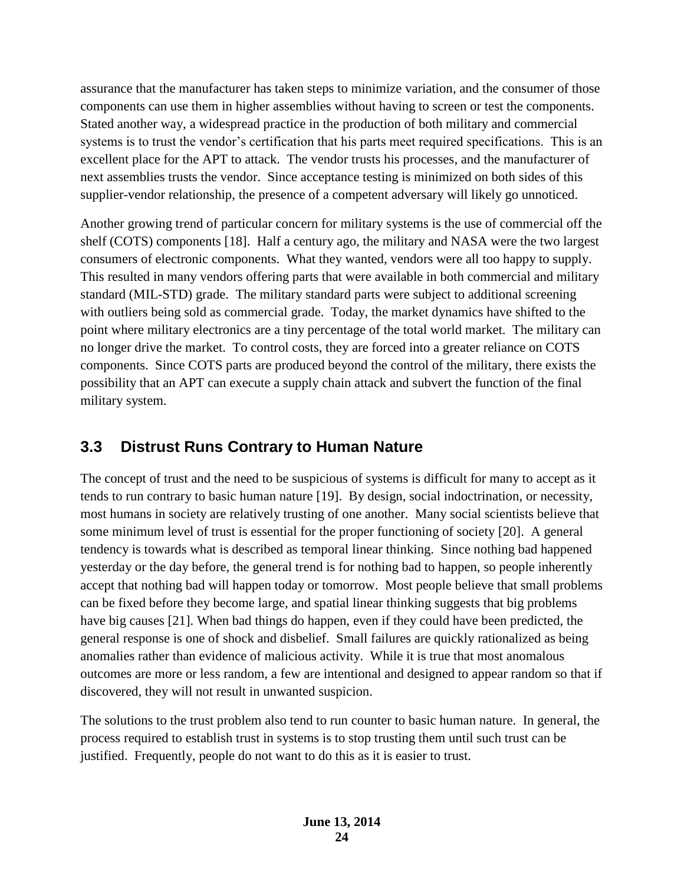assurance that the manufacturer has taken steps to minimize variation, and the consumer of those components can use them in higher assemblies without having to screen or test the components. Stated another way, a widespread practice in the production of both military and commercial systems is to trust the vendor's certification that his parts meet required specifications. This is an excellent place for the APT to attack. The vendor trusts his processes, and the manufacturer of next assemblies trusts the vendor. Since acceptance testing is minimized on both sides of this supplier-vendor relationship, the presence of a competent adversary will likely go unnoticed.

Another growing trend of particular concern for military systems is the use of commercial off the shelf (COTS) components [18]. Half a century ago, the military and NASA were the two largest consumers of electronic components. What they wanted, vendors were all too happy to supply. This resulted in many vendors offering parts that were available in both commercial and military standard (MIL-STD) grade. The military standard parts were subject to additional screening with outliers being sold as commercial grade. Today, the market dynamics have shifted to the point where military electronics are a tiny percentage of the total world market. The military can no longer drive the market. To control costs, they are forced into a greater reliance on COTS components. Since COTS parts are produced beyond the control of the military, there exists the possibility that an APT can execute a supply chain attack and subvert the function of the final military system.

## 3.3 Distrust Runs Contrary to Human Nature

The concept of trust and the need to be suspicious of systems is difficult for many to accept as it tends to run contrary to basic human nature [19]. By design, social indoctrination, or necessity, most humans in society are relatively trusting of one another. Many social scientists believe that some minimum level of trust is essential for the proper functioning of society [20]. A general tendency is towards what is described as temporal linear thinking. Since nothing bad happened yesterday or the day before, the general trend is for nothing bad to happen, so people inherently accept that nothing bad will happen today or tomorrow. Most people believe that small problems can be fixed before they become large, and spatial linear thinking suggests that big problems have big causes [21]. When bad things do happen, even if they could have been predicted, the general response is one of shock and disbelief. Small failures are quickly rationalized as being anomalies rather than evidence of malicious activity. While it is true that most anomalous outcomes are more or less random, a few are intentional and designed to appear random so that if discovered, they will not result in unwanted suspicion.

The solutions to the trust problem also tend to run counter to basic human nature. In general, the process required to establish trust in systems is to stop trusting them until such trust can be justified. Frequently, people do not want to do this as it is easier to trust.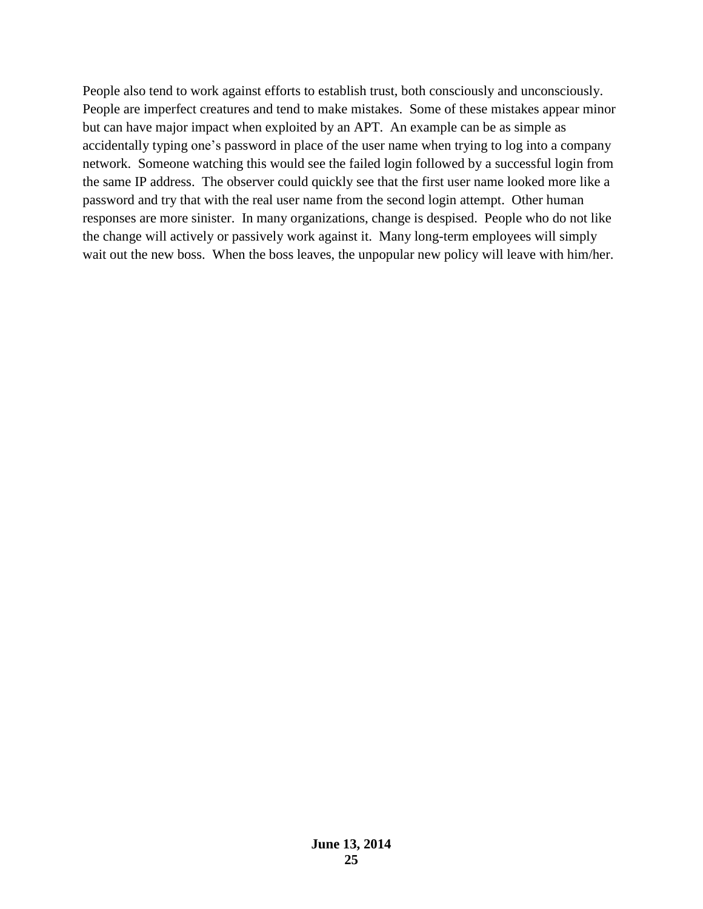People also tend to work against efforts to establish trust, both consciously and unconsciously. People are imperfect creatures and tend to make mistakes. Some of these mistakes appear minor but can have major impact when exploited by an APT. An example can be as simple as accidentally typing one's password in place of the user name when trying to log into a company network. Someone watching this would see the failed login followed by a successful login from the same IP address. The observer could quickly see that the first user name looked more like a password and try that with the real user name from the second login attempt. Other human responses are more sinister. In many organizations, change is despised. People who do not like the change will actively or passively work against it. Many long-term employees will simply wait out the new boss. When the boss leaves, the unpopular new policy will leave with him/her.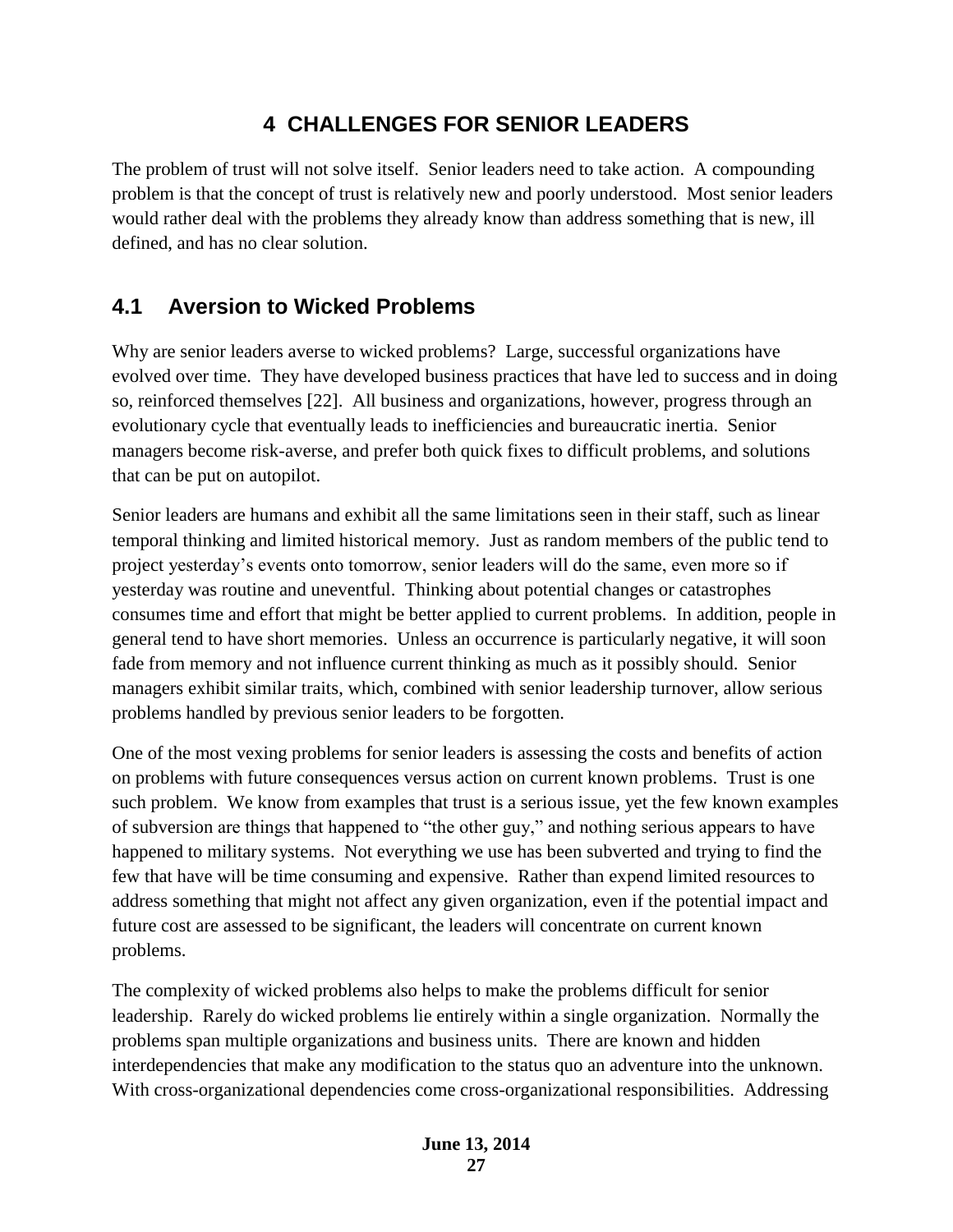# 4 CHALLENGES FOR SENIOR LEADERS

The problem of trust will not solve itself. Senior leaders need to take action. A compounding problem is that the concept of trust is relatively new and poorly understood. Most senior leaders would rather deal with the problems they already know than address something that is new, ill defined, and has no clear solution.

## 4.1 Aversion to Wicked Problems

Why are senior leaders averse to wicked problems? Large, successful organizations have evolved over time. They have developed business practices that have led to success and in doing so, reinforced themselves [22]. All business and organizations, however, progress through an evolutionary cycle that eventually leads to inefficiencies and bureaucratic inertia. Senior managers become risk-averse, and prefer both quick fixes to difficult problems, and solutions that can be put on autopilot.

Senior leaders are humans and exhibit all the same limitations seen in their staff, such as linear temporal thinking and limited historical memory. Just as random members of the public tend to project yesterday's events onto tomorrow, senior leaders will do the same, even more so if yesterday was routine and uneventful. Thinking about potential changes or catastrophes consumes time and effort that might be better applied to current problems. In addition, people in general tend to have short memories. Unless an occurrence is particularly negative, it will soon fade from memory and not influence current thinking as much as it possibly should. Senior managers exhibit similar traits, which, combined with senior leadership turnover, allow serious problems handled by previous senior leaders to be forgotten.

One of the most vexing problems for senior leaders is assessing the costs and benefits of action on problems with future consequences versus action on current known problems. Trust is one such problem. We know from examples that trust is a serious issue, yet the few known examples of subversion are things that happened to "the other guy," and nothing serious appears to have happened to military systems. Not everything we use has been subverted and trying to find the few that have will be time consuming and expensive. Rather than expend limited resources to address something that might not affect any given organization, even if the potential impact and future cost are assessed to be significant, the leaders will concentrate on current known problems.

The complexity of wicked problems also helps to make the problems difficult for senior leadership. Rarely do wicked problems lie entirely within a single organization. Normally the problems span multiple organizations and business units. There are known and hidden interdependencies that make any modification to the status quo an adventure into the unknown. With cross-organizational dependencies come cross-organizational responsibilities. Addressing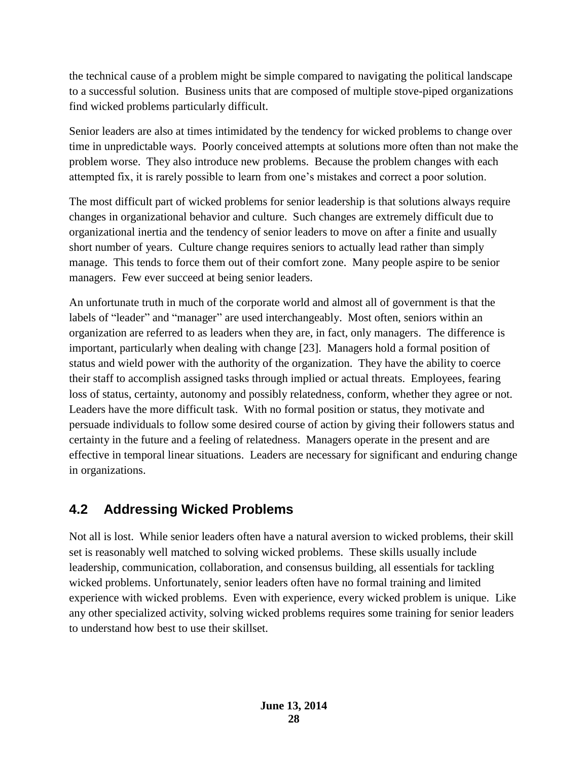the technical cause of a problem might be simple compared to navigating the political landscape to a successful solution. Business units that are composed of multiple stove-piped organizations find wicked problems particularly difficult.

Senior leaders are also at times intimidated by the tendency for wicked problems to change over time in unpredictable ways. Poorly conceived attempts at solutions more often than not make the problem worse. They also introduce new problems. Because the problem changes with each attempted fix, it is rarely possible to learn from one's mistakes and correct a poor solution.

The most difficult part of wicked problems for senior leadership is that solutions always require changes in organizational behavior and culture. Such changes are extremely difficult due to organizational inertia and the tendency of senior leaders to move on after a finite and usually short number of years. Culture change requires seniors to actually lead rather than simply manage. This tends to force them out of their comfort zone. Many people aspire to be senior managers. Few ever succeed at being senior leaders.

An unfortunate truth in much of the corporate world and almost all of government is that the labels of "leader" and "manager" are used interchangeably. Most often, seniors within an organization are referred to as leaders when they are, in fact, only managers. The difference is important, particularly when dealing with change [23]. Managers hold a formal position of status and wield power with the authority of the organization. They have the ability to coerce their staff to accomplish assigned tasks through implied or actual threats. Employees, fearing loss of status, certainty, autonomy and possibly relatedness, conform, whether they agree or not. Leaders have the more difficult task. With no formal position or status, they motivate and persuade individuals to follow some desired course of action by giving their followers status and certainty in the future and a feeling of relatedness. Managers operate in the present and are effective in temporal linear situations. Leaders are necessary for significant and enduring change in organizations.

## 4.2 Addressing Wicked Problems

Not all is lost. While senior leaders often have a natural aversion to wicked problems, their skill set is reasonably well matched to solving wicked problems. These skills usually include leadership, communication, collaboration, and consensus building, all essentials for tackling wicked problems. Unfortunately, senior leaders often have no formal training and limited experience with wicked problems. Even with experience, every wicked problem is unique. Like any other specialized activity, solving wicked problems requires some training for senior leaders to understand how best to use their skillset.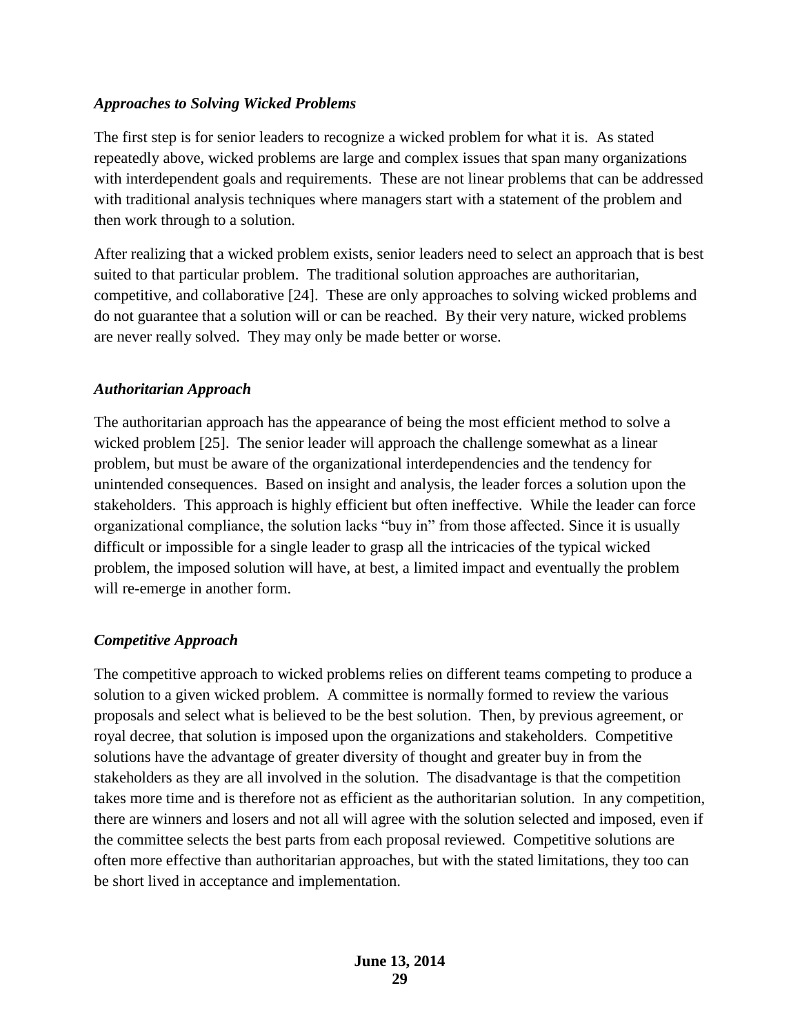### *Approaches to Solving Wicked Problems*

The first step is for senior leaders to recognize a wicked problem for what it is. As stated repeatedly above, wicked problems are large and complex issues that span many organizations with interdependent goals and requirements. These are not linear problems that can be addressed with traditional analysis techniques where managers start with a statement of the problem and then work through to a solution.

After realizing that a wicked problem exists, senior leaders need to select an approach that is best suited to that particular problem. The traditional solution approaches are authoritarian, competitive, and collaborative [24]. These are only approaches to solving wicked problems and do not guarantee that a solution will or can be reached. By their very nature, wicked problems are never really solved. They may only be made better or worse.

### *Authoritarian Approach*

The authoritarian approach has the appearance of being the most efficient method to solve a wicked problem [25]. The senior leader will approach the challenge somewhat as a linear problem, but must be aware of the organizational interdependencies and the tendency for unintended consequences. Based on insight and analysis, the leader forces a solution upon the stakeholders. This approach is highly efficient but often ineffective. While the leader can force organizational compliance, the solution lacks "buy in" from those affected. Since it is usually difficult or impossible for a single leader to grasp all the intricacies of the typical wicked problem, the imposed solution will have, at best, a limited impact and eventually the problem will re-emerge in another form.

### *Competitive Approach*

The competitive approach to wicked problems relies on different teams competing to produce a solution to a given wicked problem. A committee is normally formed to review the various proposals and select what is believed to be the best solution. Then, by previous agreement, or royal decree, that solution is imposed upon the organizations and stakeholders. Competitive solutions have the advantage of greater diversity of thought and greater buy in from the stakeholders as they are all involved in the solution. The disadvantage is that the competition takes more time and is therefore not as efficient as the authoritarian solution. In any competition, there are winners and losers and not all will agree with the solution selected and imposed, even if the committee selects the best parts from each proposal reviewed. Competitive solutions are often more effective than authoritarian approaches, but with the stated limitations, they too can be short lived in acceptance and implementation.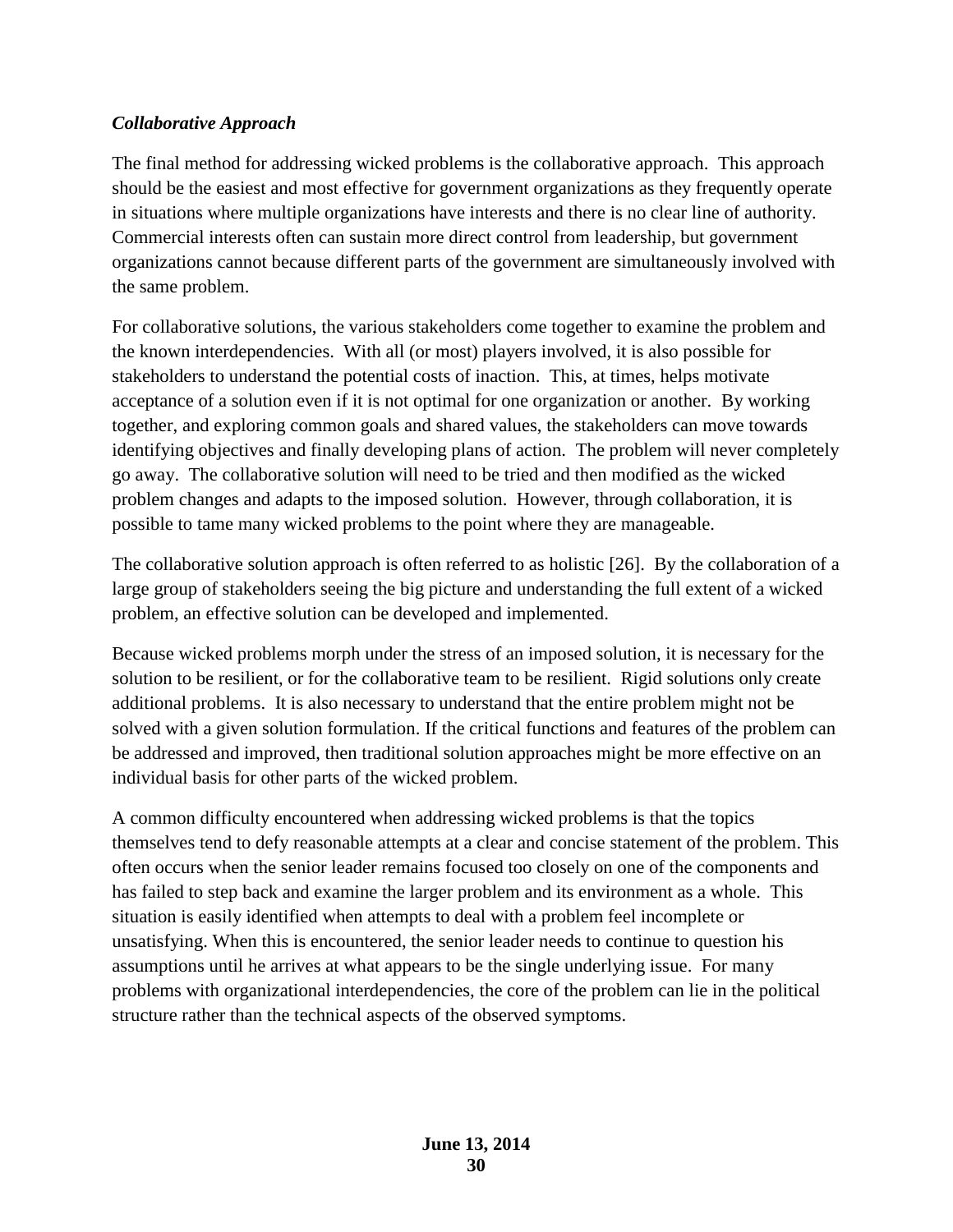### *Collaborative Approach*

The final method for addressing wicked problems is the collaborative approach. This approach should be the easiest and most effective for government organizations as they frequently operate in situations where multiple organizations have interests and there is no clear line of authority. Commercial interests often can sustain more direct control from leadership, but government organizations cannot because different parts of the government are simultaneously involved with the same problem.

For collaborative solutions, the various stakeholders come together to examine the problem and the known interdependencies. With all (or most) players involved, it is also possible for stakeholders to understand the potential costs of inaction. This, at times, helps motivate acceptance of a solution even if it is not optimal for one organization or another. By working together, and exploring common goals and shared values, the stakeholders can move towards identifying objectives and finally developing plans of action. The problem will never completely go away. The collaborative solution will need to be tried and then modified as the wicked problem changes and adapts to the imposed solution. However, through collaboration, it is possible to tame many wicked problems to the point where they are manageable.

The collaborative solution approach is often referred to as holistic [26]. By the collaboration of a large group of stakeholders seeing the big picture and understanding the full extent of a wicked problem, an effective solution can be developed and implemented.

Because wicked problems morph under the stress of an imposed solution, it is necessary for the solution to be resilient, or for the collaborative team to be resilient. Rigid solutions only create additional problems. It is also necessary to understand that the entire problem might not be solved with a given solution formulation. If the critical functions and features of the problem can be addressed and improved, then traditional solution approaches might be more effective on an individual basis for other parts of the wicked problem.

A common difficulty encountered when addressing wicked problems is that the topics themselves tend to defy reasonable attempts at a clear and concise statement of the problem. This often occurs when the senior leader remains focused too closely on one of the components and has failed to step back and examine the larger problem and its environment as a whole. This situation is easily identified when attempts to deal with a problem feel incomplete or unsatisfying. When this is encountered, the senior leader needs to continue to question his assumptions until he arrives at what appears to be the single underlying issue. For many problems with organizational interdependencies, the core of the problem can lie in the political structure rather than the technical aspects of the observed symptoms.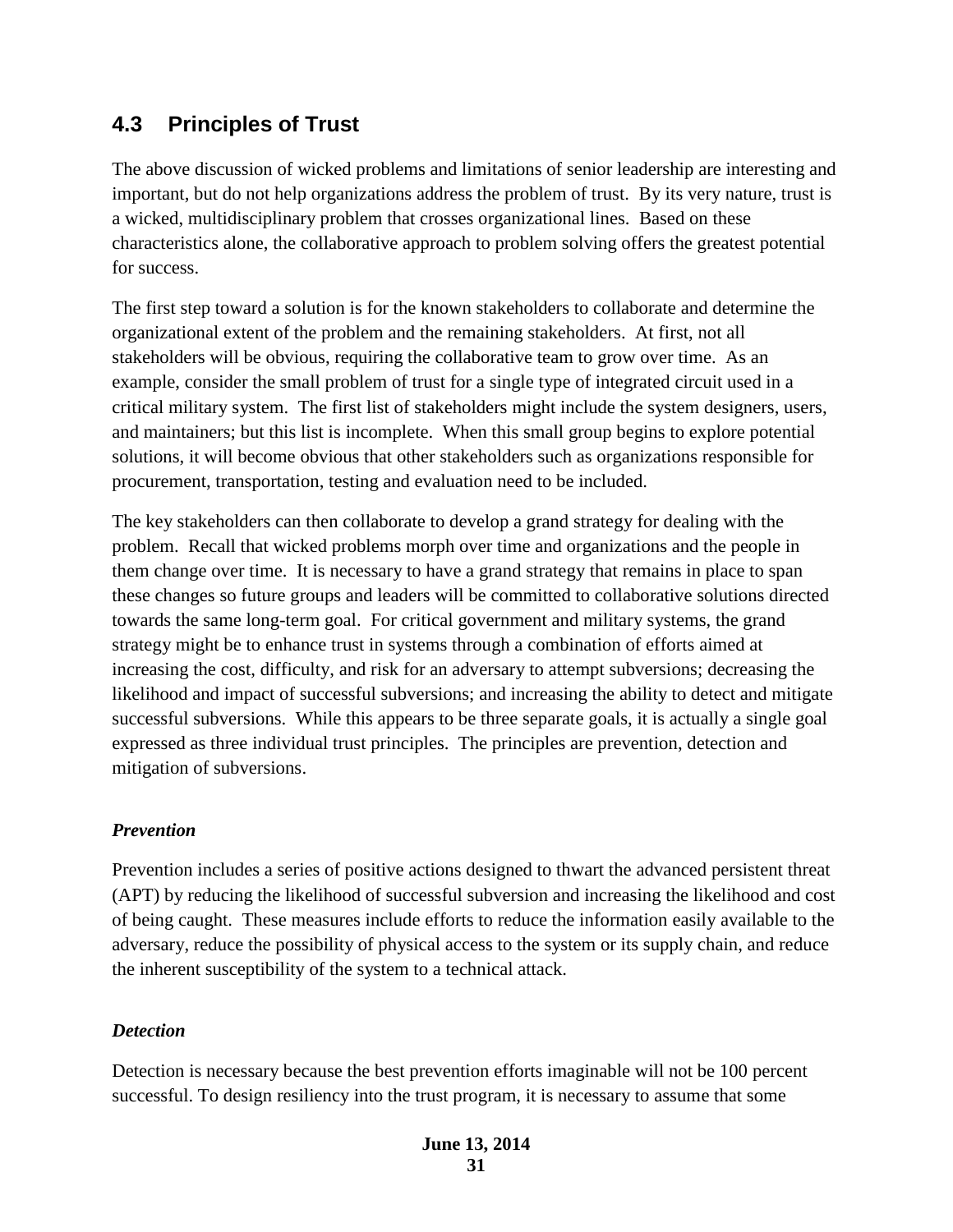## 4.3 Principles of Trust

The above discussion of wicked problems and limitations of senior leadership are interesting and important, but do not help organizations address the problem of trust. By its very nature, trust is a wicked, multidisciplinary problem that crosses organizational lines. Based on these characteristics alone, the collaborative approach to problem solving offers the greatest potential for success.

The first step toward a solution is for the known stakeholders to collaborate and determine the organizational extent of the problem and the remaining stakeholders. At first, not all stakeholders will be obvious, requiring the collaborative team to grow over time. As an example, consider the small problem of trust for a single type of integrated circuit used in a critical military system. The first list of stakeholders might include the system designers, users, and maintainers; but this list is incomplete. When this small group begins to explore potential solutions, it will become obvious that other stakeholders such as organizations responsible for procurement, transportation, testing and evaluation need to be included.

The key stakeholders can then collaborate to develop a grand strategy for dealing with the problem. Recall that wicked problems morph over time and organizations and the people in them change over time. It is necessary to have a grand strategy that remains in place to span these changes so future groups and leaders will be committed to collaborative solutions directed towards the same long-term goal. For critical government and military systems, the grand strategy might be to enhance trust in systems through a combination of efforts aimed at increasing the cost, difficulty, and risk for an adversary to attempt subversions; decreasing the likelihood and impact of successful subversions; and increasing the ability to detect and mitigate successful subversions. While this appears to be three separate goals, it is actually a single goal expressed as three individual trust principles. The principles are prevention, detection and mitigation of subversions.

***Prevention***

Prevention includes a series of positive actions designed to thwart the advanced persistent threat (APT) by reducing the likelihood of successful subversion and increasing the likelihood and cost of being caught. These measures include efforts to reduce the information easily available to the adversary, reduce the possibility of physical access to the system or its supply chain, and reduce the inherent susceptibility of the system to a technical attack.

***Detection***

Detection is necessary because the best prevention efforts imaginable will not be 100 percent successful. To design resiliency into the trust program, it is necessary to assume that some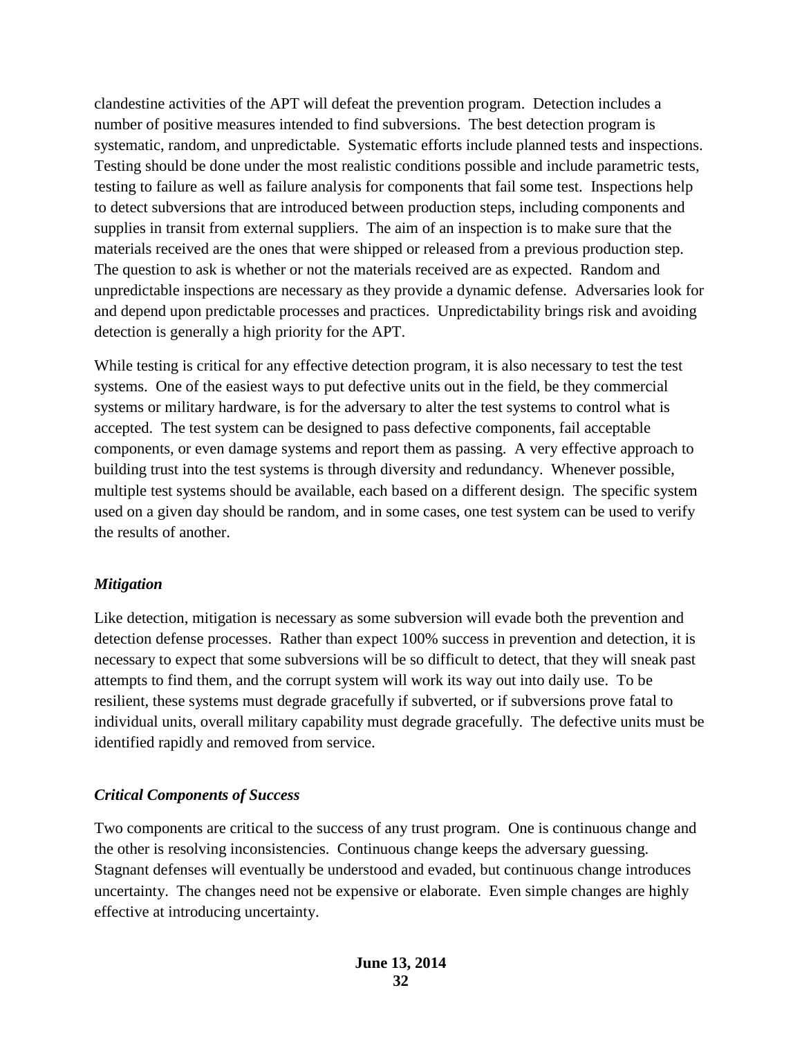clandestine activities of the APT will defeat the prevention program. Detection includes a number of positive measures intended to find subversions. The best detection program is systematic, random, and unpredictable. Systematic efforts include planned tests and inspections. Testing should be done under the most realistic conditions possible and include parametric tests, testing to failure as well as failure analysis for components that fail some test. Inspections help to detect subversions that are introduced between production steps, including components and supplies in transit from external suppliers. The aim of an inspection is to make sure that the materials received are the ones that were shipped or released from a previous production step. The question to ask is whether or not the materials received are as expected. Random and unpredictable inspections are necessary as they provide a dynamic defense. Adversaries look for and depend upon predictable processes and practices. Unpredictability brings risk and avoiding detection is generally a high priority for the APT.

While testing is critical for any effective detection program, it is also necessary to test the test systems. One of the easiest ways to put defective units out in the field, be they commercial systems or military hardware, is for the adversary to alter the test systems to control what is accepted. The test system can be designed to pass defective components, fail acceptable components, or even damage systems and report them as passing. A very effective approach to building trust into the test systems is through diversity and redundancy. Whenever possible, multiple test systems should be available, each based on a different design. The specific system used on a given day should be random, and in some cases, one test system can be used to verify the results of another.

### *Mitigation*

Like detection, mitigation is necessary as some subversion will evade both the prevention and detection defense processes. Rather than expect 100% success in prevention and detection, it is necessary to expect that some subversions will be so difficult to detect, that they will sneak past attempts to find them, and the corrupt system will work its way out into daily use. To be resilient, these systems must degrade gracefully if subverted, or if subversions prove fatal to individual units, overall military capability must degrade gracefully. The defective units must be identified rapidly and removed from service.

### *Critical Components of Success*

Two components are critical to the success of any trust program. One is continuous change and the other is resolving inconsistencies. Continuous change keeps the adversary guessing. Stagnant defenses will eventually be understood and evaded, but continuous change introduces uncertainty. The changes need not be expensive or elaborate. Even simple changes are highly effective at introducing uncertainty.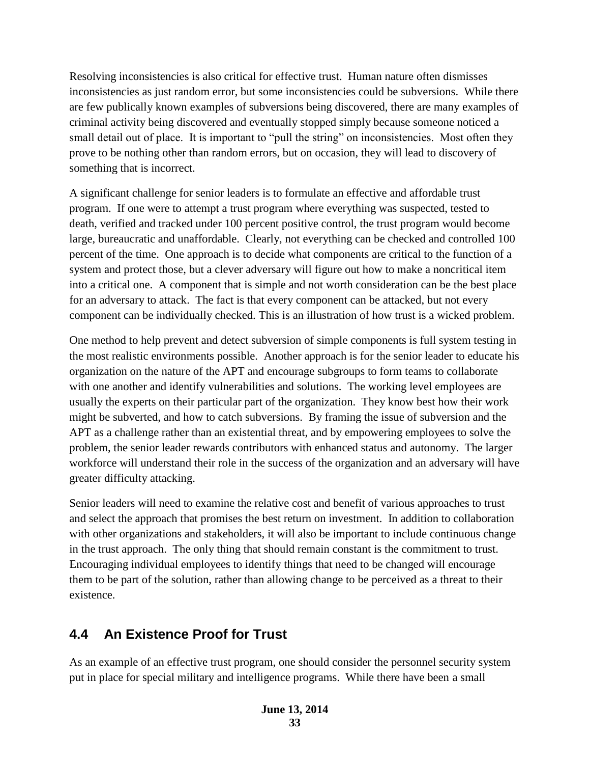Resolving inconsistencies is also critical for effective trust. Human nature often dismisses inconsistencies as just random error, but some inconsistencies could be subversions. While there are few publically known examples of subversions being discovered, there are many examples of criminal activity being discovered and eventually stopped simply because someone noticed a small detail out of place. It is important to "pull the string" on inconsistencies. Most often they prove to be nothing other than random errors, but on occasion, they will lead to discovery of something that is incorrect.

A significant challenge for senior leaders is to formulate an effective and affordable trust program. If one were to attempt a trust program where everything was suspected, tested to death, verified and tracked under 100 percent positive control, the trust program would become large, bureaucratic and unaffordable. Clearly, not everything can be checked and controlled 100 percent of the time. One approach is to decide what components are critical to the function of a system and protect those, but a clever adversary will figure out how to make a noncritical item into a critical one. A component that is simple and not worth consideration can be the best place for an adversary to attack. The fact is that every component can be attacked, but not every component can be individually checked. This is an illustration of how trust is a wicked problem.

One method to help prevent and detect subversion of simple components is full system testing in the most realistic environments possible. Another approach is for the senior leader to educate his organization on the nature of the APT and encourage subgroups to form teams to collaborate with one another and identify vulnerabilities and solutions. The working level employees are usually the experts on their particular part of the organization. They know best how their work might be subverted, and how to catch subversions. By framing the issue of subversion and the APT as a challenge rather than an existential threat, and by empowering employees to solve the problem, the senior leader rewards contributors with enhanced status and autonomy. The larger workforce will understand their role in the success of the organization and an adversary will have greater difficulty attacking.

Senior leaders will need to examine the relative cost and benefit of various approaches to trust and select the approach that promises the best return on investment. In addition to collaboration with other organizations and stakeholders, it will also be important to include continuous change in the trust approach. The only thing that should remain constant is the commitment to trust. Encouraging individual employees to identify things that need to be changed will encourage them to be part of the solution, rather than allowing change to be perceived as a threat to their existence.

## 4.4 An Existence Proof for Trust

As an example of an effective trust program, one should consider the personnel security system put in place for special military and intelligence programs. While there have been a small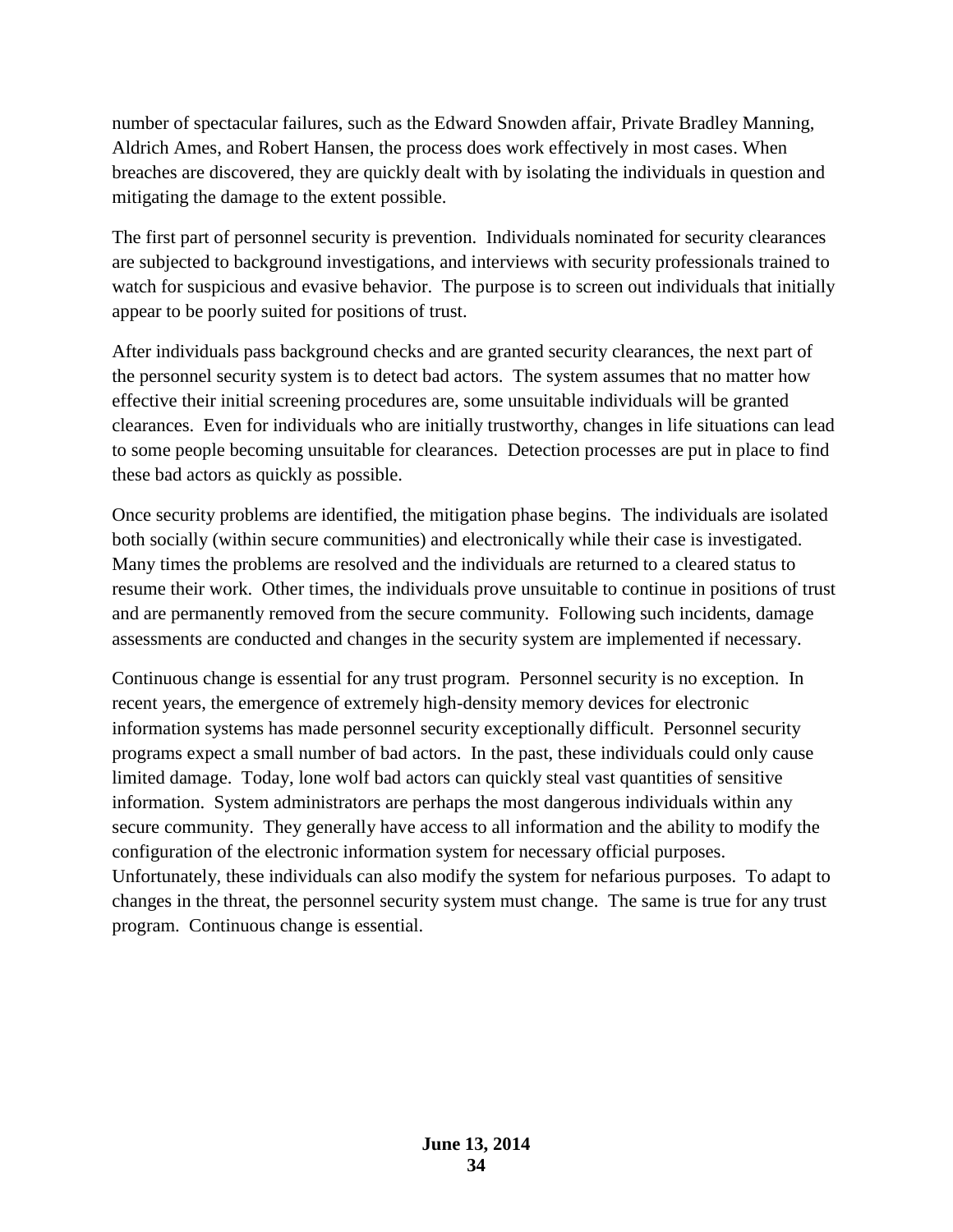number of spectacular failures, such as the Edward Snowden affair, Private Bradley Manning, Aldrich Ames, and Robert Hansen, the process does work effectively in most cases. When breaches are discovered, they are quickly dealt with by isolating the individuals in question and mitigating the damage to the extent possible.

The first part of personnel security is prevention. Individuals nominated for security clearances are subjected to background investigations, and interviews with security professionals trained to watch for suspicious and evasive behavior. The purpose is to screen out individuals that initially appear to be poorly suited for positions of trust.

After individuals pass background checks and are granted security clearances, the next part of the personnel security system is to detect bad actors. The system assumes that no matter how effective their initial screening procedures are, some unsuitable individuals will be granted clearances. Even for individuals who are initially trustworthy, changes in life situations can lead to some people becoming unsuitable for clearances. Detection processes are put in place to find these bad actors as quickly as possible.

Once security problems are identified, the mitigation phase begins. The individuals are isolated both socially (within secure communities) and electronically while their case is investigated. Many times the problems are resolved and the individuals are returned to a cleared status to resume their work. Other times, the individuals prove unsuitable to continue in positions of trust and are permanently removed from the secure community. Following such incidents, damage assessments are conducted and changes in the security system are implemented if necessary.

Continuous change is essential for any trust program. Personnel security is no exception. In recent years, the emergence of extremely high-density memory devices for electronic information systems has made personnel security exceptionally difficult. Personnel security programs expect a small number of bad actors. In the past, these individuals could only cause limited damage. Today, lone wolf bad actors can quickly steal vast quantities of sensitive information. System administrators are perhaps the most dangerous individuals within any secure community. They generally have access to all information and the ability to modify the configuration of the electronic information system for necessary official purposes. Unfortunately, these individuals can also modify the system for nefarious purposes. To adapt to changes in the threat, the personnel security system must change. The same is true for any trust program. Continuous change is essential.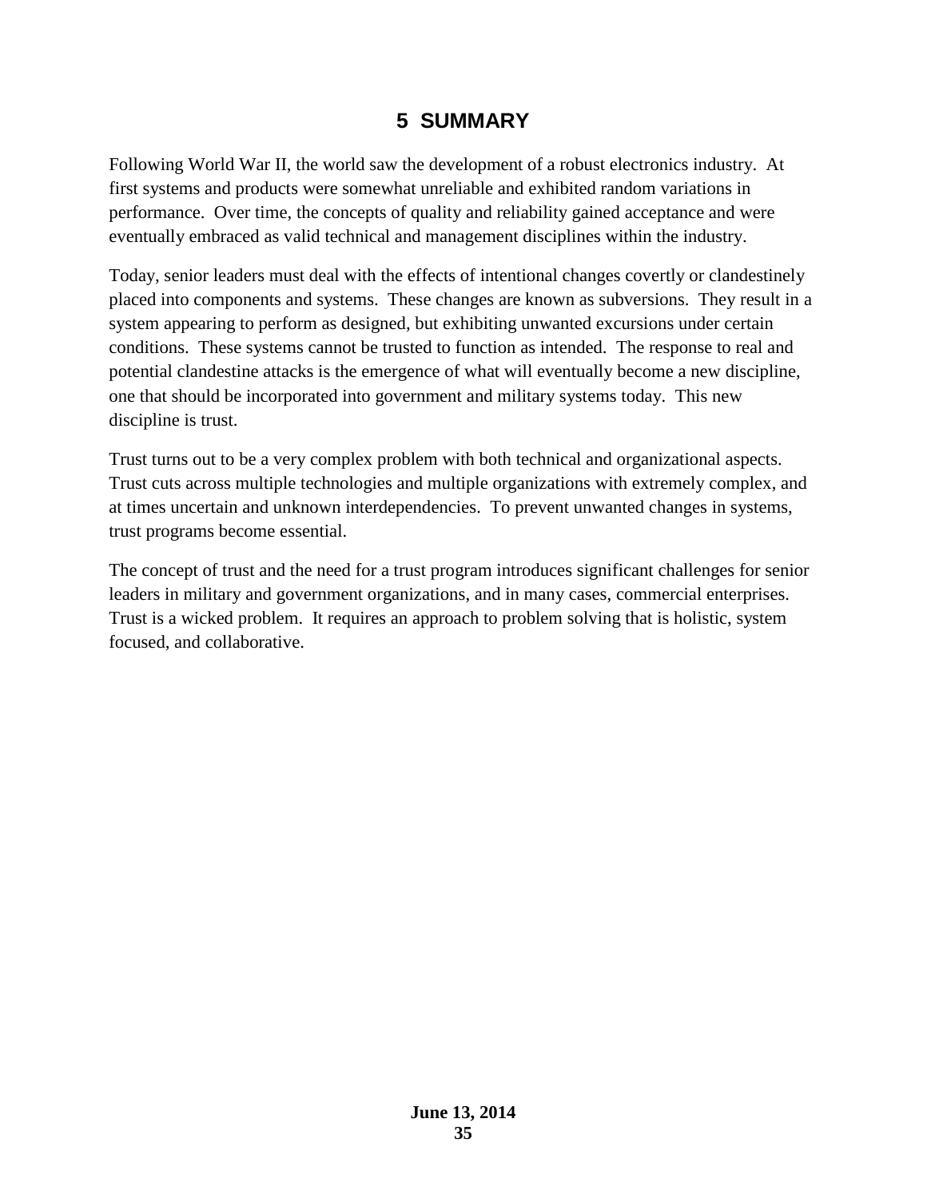# 5 SUMMARY

Following World War II, the world saw the development of a robust electronics industry. At first systems and products were somewhat unreliable and exhibited random variations in performance. Over time, the concepts of quality and reliability gained acceptance and were eventually embraced as valid technical and management disciplines within the industry.

Today, senior leaders must deal with the effects of intentional changes covertly or clandestinely placed into components and systems. These changes are known as subversions. They result in a system appearing to perform as designed, but exhibiting unwanted excursions under certain conditions. These systems cannot be trusted to function as intended. The response to real and potential clandestine attacks is the emergence of what will eventually become a new discipline, one that should be incorporated into government and military systems today. This new discipline is trust.

Trust turns out to be a very complex problem with both technical and organizational aspects. Trust cuts across multiple technologies and multiple organizations with extremely complex, and at times uncertain and unknown interdependencies. To prevent unwanted changes in systems, trust programs become essential.

The concept of trust and the need for a trust program introduces significant challenges for senior leaders in military and government organizations, and in many cases, commercial enterprises. Trust is a wicked problem. It requires an approach to problem solving that is holistic, system focused, and collaborative.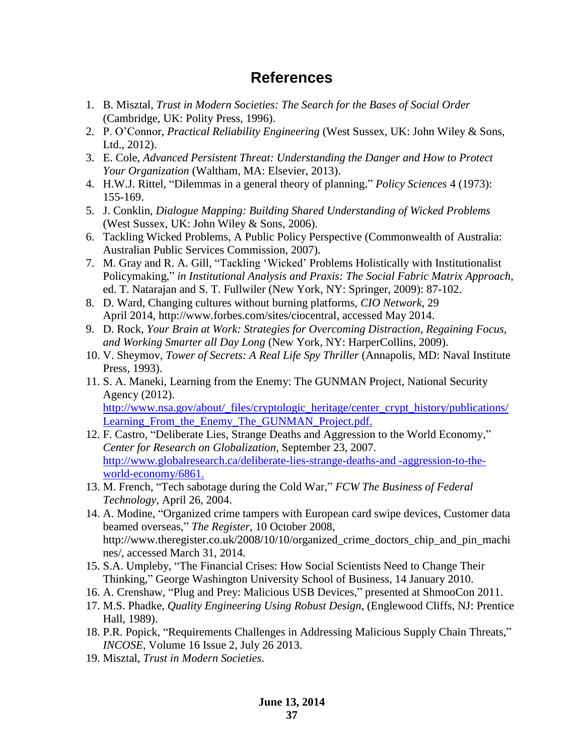# References

1. B. Misztal, *Trust in Modern Societies: The Search for the Bases of Social Order* (Cambridge, UK: Polity Press, 1996).
2. P. O'Connor, *Practical Reliability Engineering* (West Sussex, UK: John Wiley & Sons, Ltd., 2012).
3. E. Cole, *Advanced Persistent Threat: Understanding the Danger and How to Protect Your Organization* (Waltham, MA: Elsevier, 2013).
4. H.W.J. Rittel, "Dilemmas in a general theory of planning," *Policy Sciences* 4 (1973): 155-169.
5. J. Conklin, *Dialogue Mapping: Building Shared Understanding of Wicked Problems* (West Sussex, UK: John Wiley & Sons, 2006).
6. Tackling Wicked Problems, A Public Policy Perspective (Commonwealth of Australia: Australian Public Services Commission, 2007).
7. M. Gray and R. A. Gill, "Tackling 'Wicked' Problems Holistically with Institutionalist Policymaking," *in Institutional Analysis and Praxis: The Social Fabric Matrix Approach*, ed. T. Natarajan and S. T. Fullwiler (New York, NY: Springer, 2009): 87-102.
8. D. Ward, Changing cultures without burning platforms, *CIO Network*, 29 April 2014, http://www.forbes.com/sites/ciocentral, accessed May 2014.
9. D. Rock, *Your Brain at Work: Strategies for Overcoming Distraction, Regaining Focus, and Working Smarter all Day Long* (New York, NY: HarperCollins, 2009).
10. V. Sheymov, *Tower of Secrets: A Real Life Spy Thriller* (Annapolis, MD: Naval Institute Press, 1993).
11. S. A. Maneki, Learning from the Enemy: The GUNMAN Project, National Security Agency (2012). http://www.nsa.gov/about/_files/cryptologic_heritage/center_crypt_history/publications/Learning_From_the_Enemy_The_GUNMAN_Project.pdf.
12. F. Castro, "Deliberate Lies, Strange Deaths and Aggression to the World Economy," *Center for Research on Globalization*, September 23, 2007. http://www.globalresearch.ca/deliberate-lies-strange-deaths-and -aggression-to-the-world-economy/6861.
13. M. French, "Tech sabotage during the Cold War," *FCW The Business of Federal Technology*, April 26, 2004.
14. A. Modine, "Organized crime tampers with European card swipe devices, Customer data beamed overseas," *The Register*, 10 October 2008, http://www.theregister.co.uk/2008/10/10/organized_crime_doctors_chip_and_pin_machines/, accessed March 31, 2014.
15. S.A. Umpleby, "The Financial Crises: How Social Scientists Need to Change Their Thinking," George Washington University School of Business, 14 January 2010.
16. A. Crenshaw, "Plug and Prey: Malicious USB Devices," presented at ShmooCon 2011.
17. M.S. Phadke, *Quality Engineering Using Robust Design*, (Englewood Cliffs, NJ: Prentice Hall, 1989).
18. P.R. Popick, "Requirements Challenges in Addressing Malicious Supply Chain Threats," *INCOSE*, Volume 16 Issue 2, July 26 2013.
19. Misztal, *Trust in Modern Societies*.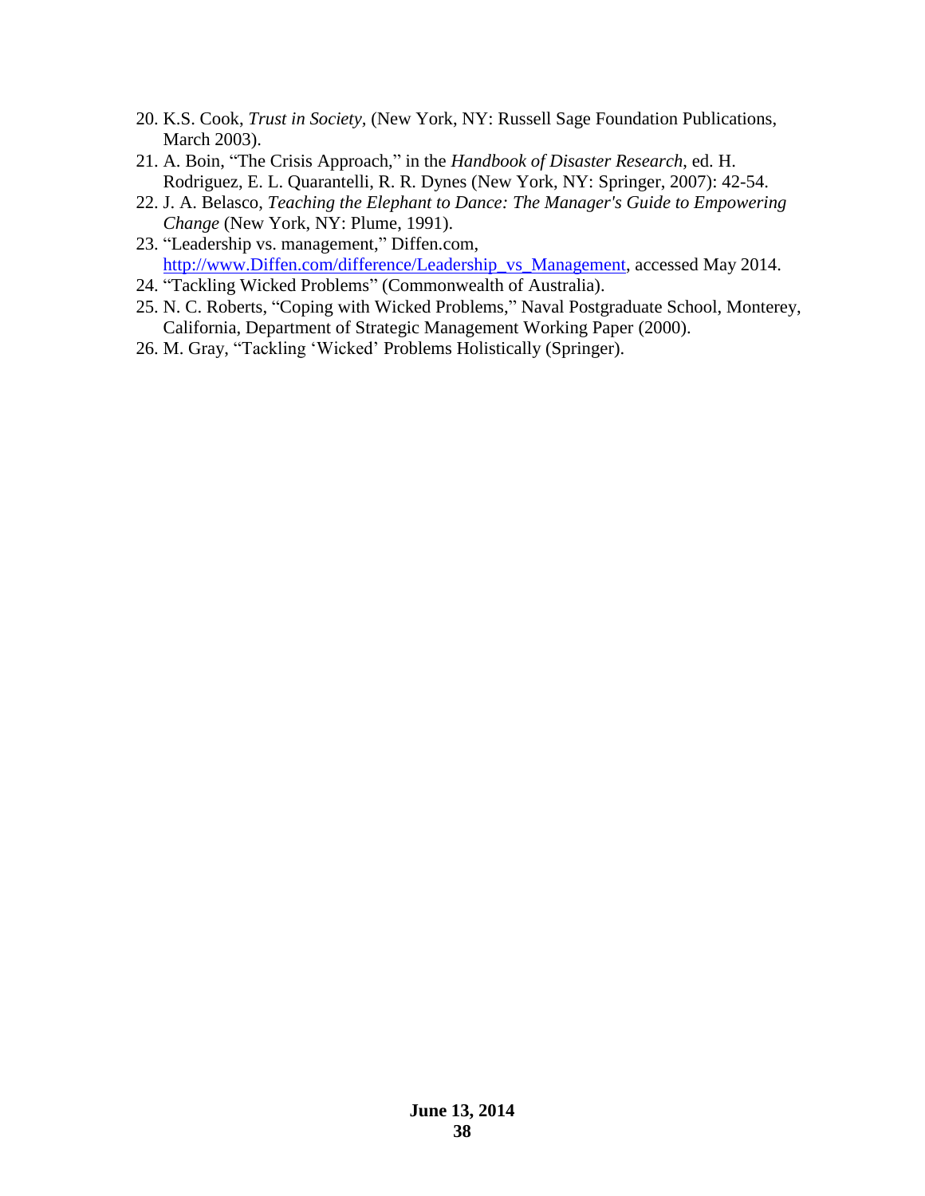20. K.S. Cook, *Trust in Society,* (New York, NY: Russell Sage Foundation Publications, March 2003).
21. A. Boin, "The Crisis Approach," in the *Handbook of Disaster Research*, ed. H. Rodriguez, E. L. Quarantelli, R. R. Dynes (New York, NY: Springer, 2007): 42-54.
22. J. A. Belasco, *Teaching the Elephant to Dance: The Manager's Guide to Empowering Change* (New York, NY: Plume, 1991).
23. "Leadership vs. management," Diffen.com, http://www.Diffen.com/difference/Leadership_vs_Management, accessed May 2014.
24. "Tackling Wicked Problems" (Commonwealth of Australia).
25. N. C. Roberts, "Coping with Wicked Problems," Naval Postgraduate School, Monterey, California, Department of Strategic Management Working Paper (2000).
26. M. Gray, "Tackling 'Wicked' Problems Holistically (Springer).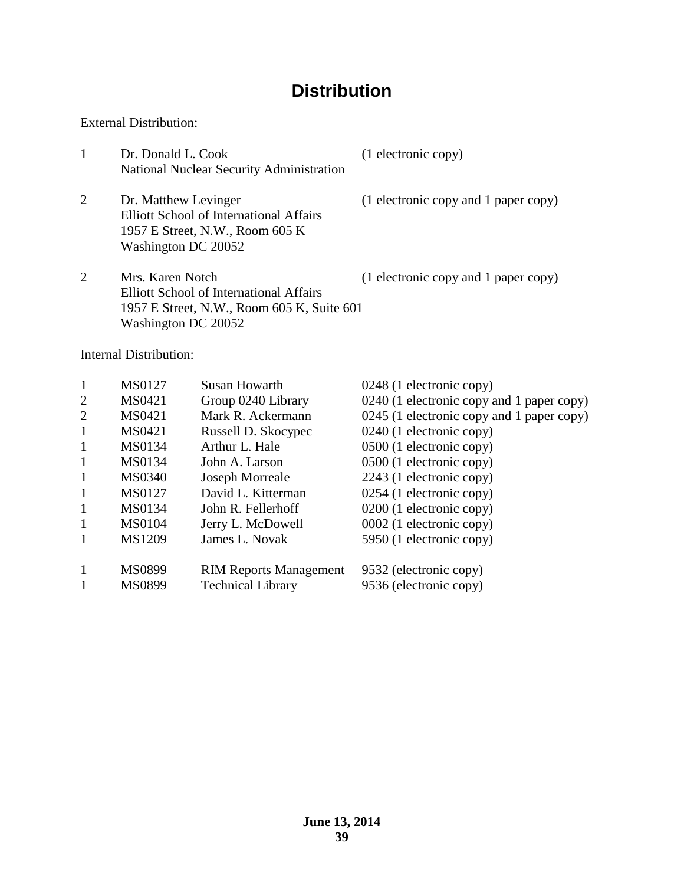# Distribution

External Distribution:

| | | |
|---|---|---|
| 1 | Dr. Donald L. Cook<br>National Nuclear Security Administration | (1 electronic copy) |
| 2 | Dr. Matthew Levinger<br>Elliott School of International Affairs<br>1957 E Street, N.W., Room 605 K<br>Washington DC 20052 | (1 electronic copy and 1 paper copy) |
| 2 | Mrs. Karen Notch<br>Elliott School of International Affairs<br>1957 E Street, N.W., Room 605 K, Suite 601<br>Washington DC 20052 | (1 electronic copy and 1 paper copy) |

Internal Distribution:

| | | | |
|---|---|---|---|
| 1 | MS0127 | Susan Howarth | 0248 (1 electronic copy) |
| 2 | MS0421 | Group 0240 Library | 0240 (1 electronic copy and 1 paper copy) |
| 2 | MS0421 | Mark R. Ackermann | 0245 (1 electronic copy and 1 paper copy) |
| 1 | MS0421 | Russell D. Skocypec | 0240 (1 electronic copy) |
| 1 | MS0134 | Arthur L. Hale | 0500 (1 electronic copy) |
| 1 | MS0134 | John A. Larson | 0500 (1 electronic copy) |
| 1 | MS0340 | Joseph Morreale | 2243 (1 electronic copy) |
| 1 | MS0127 | David L. Kitterman | 0254 (1 electronic copy) |
| 1 | MS0134 | John R. Fellerhoff | 0200 (1 electronic copy) |
| 1 | MS0104 | Jerry L. McDowell | 0002 (1 electronic copy) |
| 1 | MS1209 | James L. Novak | 5950 (1 electronic copy) |
| 1 | MS0899 | RIM Reports Management | 9532 (electronic copy) |
| 1 | MS0899 | Technical Library | 9536 (electronic copy) |

**June 13, 2014**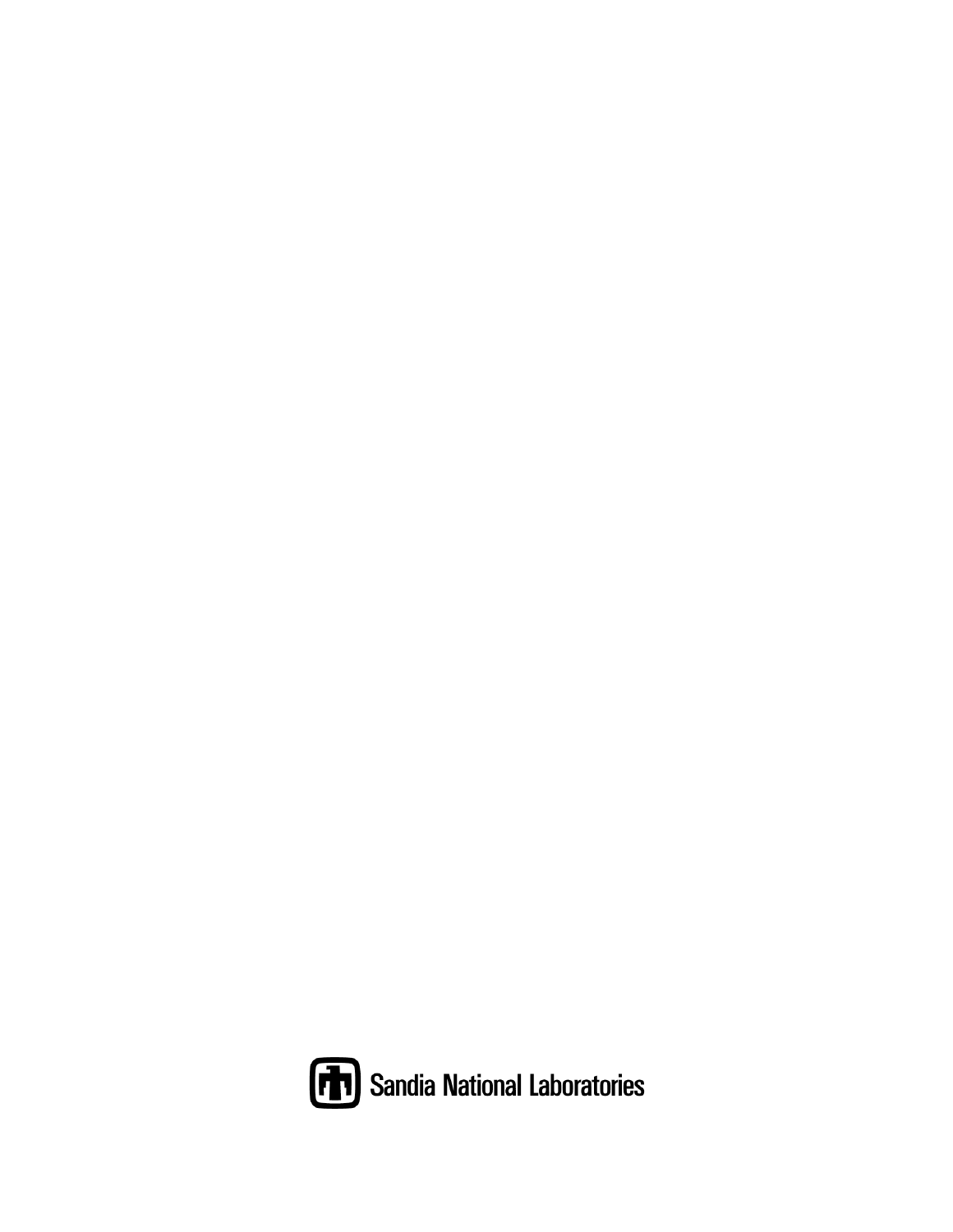Sandia National Laboratories